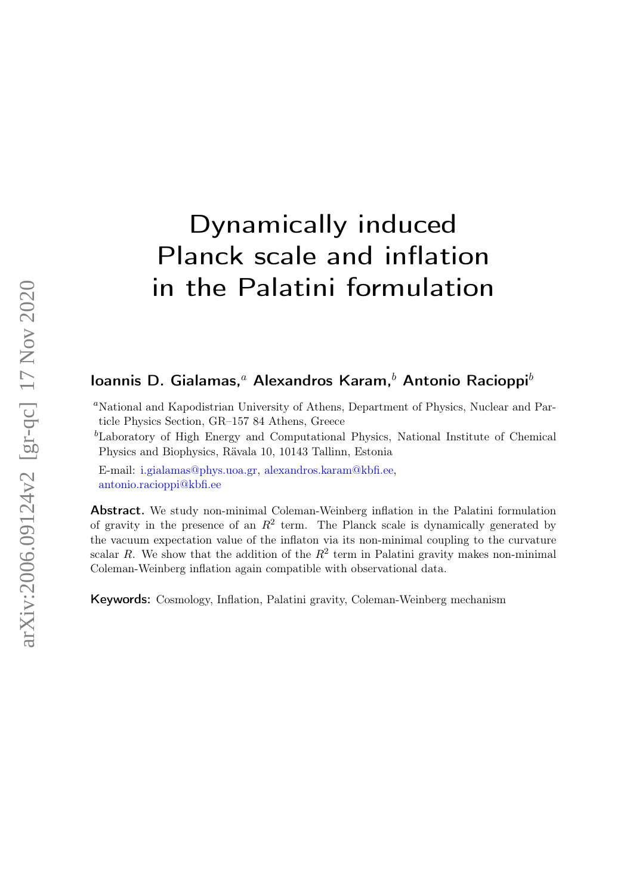# Dynamically induced Planck scale and inflation in the Palatini formulation

**Ioannis D. Gialamas,**[a] **Alexandros Karam,**[b] **Antonio Racioppi**[b]

[a]National and Kapodistrian University of Athens, Department of Physics, Nuclear and Particle Physics Section, GR–157 84 Athens, Greece

[b]Laboratory of High Energy and Computational Physics, National Institute of Chemical Physics and Biophysics, Rävala 10, 10143 Tallinn, Estonia

E-mail: i.gialamas@phys.uoa.gr, alexandros.karam@kbfi.ee, antonio.racioppi@kbfi.ee

**Abstract.** We study non-minimal Coleman-Weinberg inflation in the Palatini formulation of gravity in the presence of an $R^2$ term. The Planck scale is dynamically generated by the vacuum expectation value of the inflaton via its non-minimal coupling to the curvature scalar $R$. We show that the addition of the $R^2$ term in Palatini gravity makes non-minimal Coleman-Weinberg inflation again compatible with observational data.

**Keywords:** Cosmology, Inflation, Palatini gravity, Coleman-Weinberg mechanism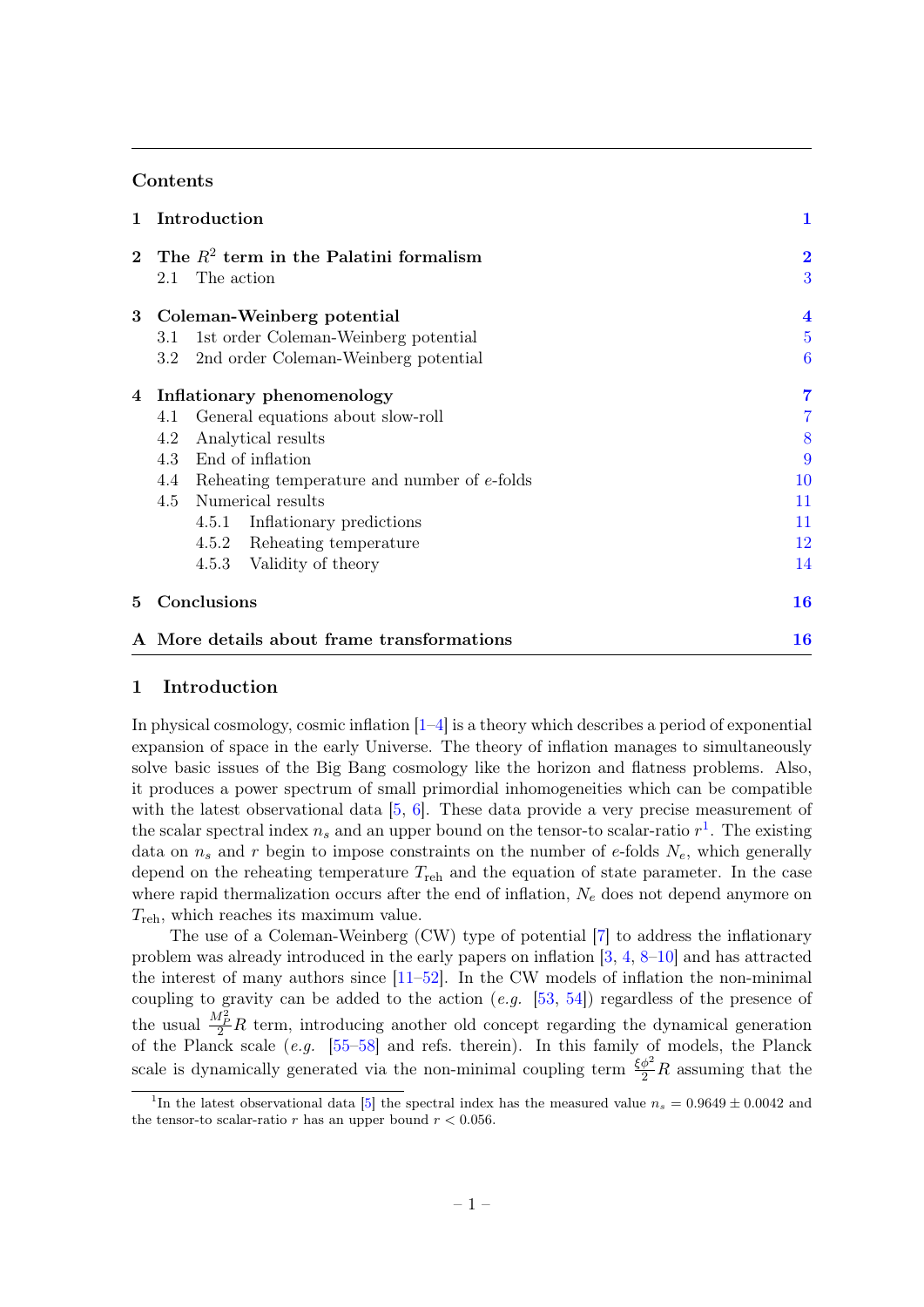## Contents

| | | |
|---|---|---|
| **1** | **Introduction** | **1** |
| **2** | **The $R^2$ term in the Palatini formalism** | **2** |
| | 2.1 The action | 3 |
| **3** | **Coleman-Weinberg potential** | **4** |
| | 3.1 1st order Coleman-Weinberg potential | 5 |
| | 3.2 2nd order Coleman-Weinberg potential | 6 |
| **4** | **Inflationary phenomenology** | **7** |
| | 4.1 General equations about slow-roll | 7 |
| | 4.2 Analytical results | 8 |
| | 4.3 End of inflation | 9 |
| | 4.4 Reheating temperature and number of $e$-folds | 10 |
| | 4.5 Numerical results | 11 |
| | 4.5.1 Inflationary predictions | 11 |
| | 4.5.2 Reheating temperature | 12 |
| | 4.5.3 Validity of theory | 14 |
| **5** | **Conclusions** | **16** |
| **A** | **More details about frame transformations** | **16** |

## 1 Introduction

In physical cosmology, cosmic inflation [1–4] is a theory which describes a period of exponential expansion of space in the early Universe. The theory of inflation manages to simultaneously solve basic issues of the Big Bang cosmology like the horizon and flatness problems. Also, it produces a power spectrum of small primordial inhomogeneities which can be compatible with the latest observational data [5, 6]. These data provide a very precise measurement of the scalar spectral index $n_s$ and an upper bound on the tensor-to scalar-ratio $r$[1]. The existing data on $n_s$ and $r$ begin to impose constraints on the number of $e$-folds $N_e$, which generally depend on the reheating temperature $T_{\rm reh}$ and the equation of state parameter. In the case where rapid thermalization occurs after the end of inflation, $N_e$ does not depend anymore on $T_{\rm reh}$, which reaches its maximum value.

The use of a Coleman-Weinberg (CW) type of potential [7] to address the inflationary problem was already introduced in the early papers on inflation [3, 4, 8–10] and has attracted the interest of many authors since [11–52]. In the CW models of inflation the non-minimal coupling to gravity can be added to the action (*e.g.* [53, 54]) regardless of the presence of the usual $\frac{M_P^2}{2}R$ term, introducing another old concept regarding the dynamical generation of the Planck scale (*e.g.* [55–58] and refs. therein). In this family of models, the Planck scale is dynamically generated via the non-minimal coupling term $\frac{\xi\phi^2}{2}R$ assuming that the

[1] In the latest observational data [5] the spectral index has the measured value $n_s = 0.9649 \pm 0.0042$ and the tensor-to scalar-ratio $r$ has an upper bound $r < 0.056$.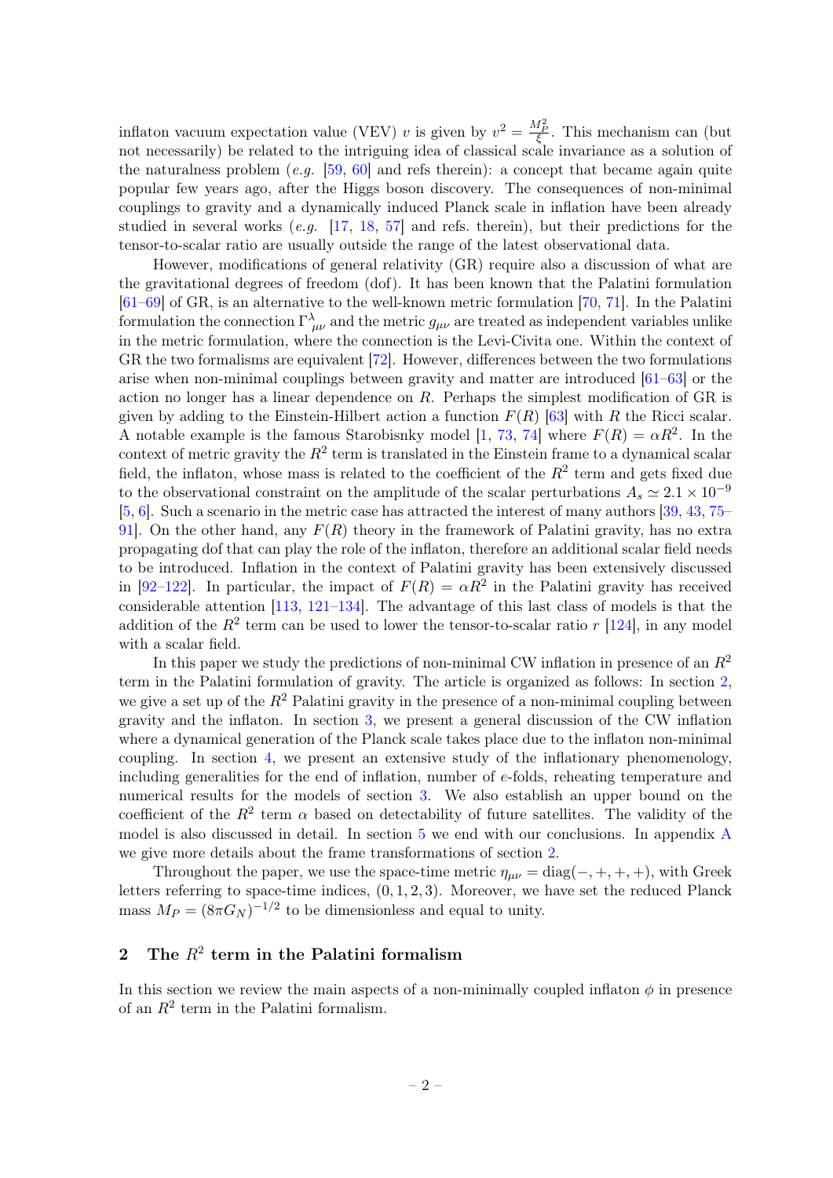inflaton vacuum expectation value (VEV) $v$ is given by $v^2 = \frac{M_P^2}{\xi}$. This mechanism can (but not necessarily) be related to the intriguing idea of classical scale invariance as a solution of the naturalness problem (*e.g.* [59, 60] and refs therein): a concept that became again quite popular few years ago, after the Higgs boson discovery. The consequences of non-minimal couplings to gravity and a dynamically induced Planck scale in inflation have been already studied in several works (*e.g.* [17, 18, 57] and refs. therein), but their predictions for the tensor-to-scalar ratio are usually outside the range of the latest observational data.

However, modifications of general relativity (GR) require also a discussion of what are the gravitational degrees of freedom (dof). It has been known that the Palatini formulation [61–69] of GR, is an alternative to the well-known metric formulation [70, 71]. In the Palatini formulation the connection $\Gamma^{\lambda}_{\mu\nu}$ and the metric $g_{\mu\nu}$ are treated as independent variables unlike in the metric formulation, where the connection is the Levi-Civita one. Within the context of GR the two formalisms are equivalent [72]. However, differences between the two formulations arise when non-minimal couplings between gravity and matter are introduced [61–63] or the action no longer has a linear dependence on $R$. Perhaps the simplest modification of GR is given by adding to the Einstein-Hilbert action a function $F(R)$ [63] with $R$ the Ricci scalar. A notable example is the famous Starobisnky model [1, 73, 74] where $F(R) = \alpha R^2$. In the context of metric gravity the $R^2$ term is translated in the Einstein frame to a dynamical scalar field, the inflaton, whose mass is related to the coefficient of the $R^2$ term and gets fixed due to the observational constraint on the amplitude of the scalar perturbations $A_s \simeq 2.1 \times 10^{-9}$ [5, 6]. Such a scenario in the metric case has attracted the interest of many authors [39, 43, 75–91]. On the other hand, any $F(R)$ theory in the framework of Palatini gravity, has no extra propagating dof that can play the role of the inflaton, therefore an additional scalar field needs to be introduced. Inflation in the context of Palatini gravity has been extensively discussed in [92–122]. In particular, the impact of $F(R) = \alpha R^2$ in the Palatini gravity has received considerable attention [113, 121–134]. The advantage of this last class of models is that the addition of the $R^2$ term can be used to lower the tensor-to-scalar ratio $r$ [124], in any model with a scalar field.

In this paper we study the predictions of non-minimal CW inflation in presence of an $R^2$ term in the Palatini formulation of gravity. The article is organized as follows: In section 2, we give a set up of the $R^2$ Palatini gravity in the presence of a non-minimal coupling between gravity and the inflaton. In section 3, we present a general discussion of the CW inflation where a dynamical generation of the Planck scale takes place due to the inflaton non-minimal coupling. In section 4, we present an extensive study of the inflationary phenomenology, including generalities for the end of inflation, number of $e$-folds, reheating temperature and numerical results for the models of section 3. We also establish an upper bound on the coefficient of the $R^2$ term $\alpha$ based on detectability of future satellites. The validity of the model is also discussed in detail. In section 5 we end with our conclusions. In appendix A we give more details about the frame transformations of section 2.

Throughout the paper, we use the space-time metric $\eta_{\mu\nu} = \mathrm{diag}(-, +, +, +)$, with Greek letters referring to space-time indices, $(0, 1, 2, 3)$. Moreover, we have set the reduced Planck mass $M_P = (8\pi G_N)^{-1/2}$ to be dimensionless and equal to unity.

## 2 The $R^2$ term in the Palatini formalism

In this section we review the main aspects of a non-minimally coupled inflaton $\phi$ in presence of an $R^2$ term in the Palatini formalism.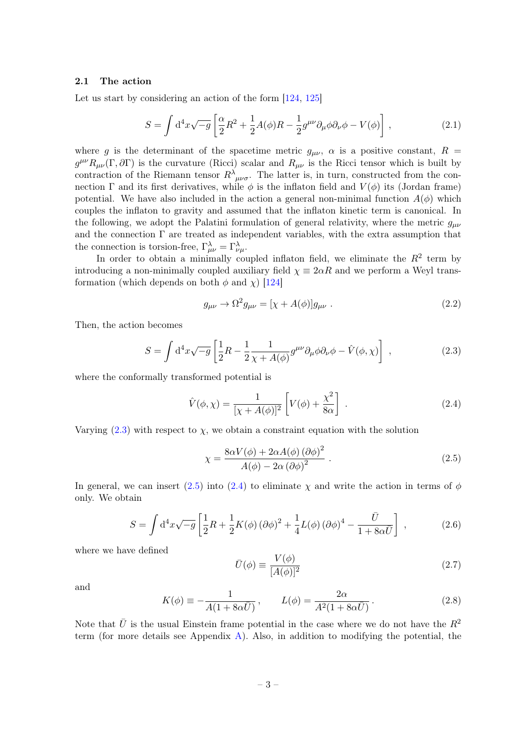### 2.1 The action

Let us start by considering an action of the form [124, 125]

$$S = \int \mathrm{d}^4x\sqrt{-g}\left[\frac{\alpha}{2}R^2 + \frac{1}{2}A(\phi)R - \frac{1}{2}g^{\mu\nu}\partial_\mu\phi\partial_\nu\phi - V(\phi)\right] , \tag{2.1}$$

where $g$ is the determinant of the spacetime metric $g_{\mu\nu}$, $\alpha$ is a positive constant, $R = g^{\mu\nu}R_{\mu\nu}(\Gamma, \partial\Gamma)$ is the curvature (Ricci) scalar and $R_{\mu\nu}$ is the Ricci tensor which is built by contraction of the Riemann tensor $R^{\lambda}{}_{\mu\nu\sigma}$. The latter is, in turn, constructed from the connection $\Gamma$ and its first derivatives, while $\phi$ is the inflaton field and $V(\phi)$ its (Jordan frame) potential. We have also included in the action a general non-minimal function $A(\phi)$ which couples the inflaton to gravity and assumed that the inflaton kinetic term is canonical. In the following, we adopt the Palatini formulation of general relativity, where the metric $g_{\mu\nu}$ and the connection $\Gamma$ are treated as independent variables, with the extra assumption that the connection is torsion-free, $\Gamma^{\lambda}_{\mu\nu} = \Gamma^{\lambda}_{\nu\mu}$.

In order to obtain a minimally coupled inflaton field, we eliminate the $R^2$ term by introducing a non-minimally coupled auxiliary field $\chi \equiv 2\alpha R$ and we perform a Weyl transformation (which depends on both $\phi$ and $\chi$) [124]

$$g_{\mu\nu} \to \Omega^2 g_{\mu\nu} = [\chi + A(\phi)]g_{\mu\nu} \, . \tag{2.2}$$

Then, the action becomes

$$S = \int \mathrm{d}^4x\sqrt{-g}\left[\frac{1}{2}R - \frac{1}{2}\frac{1}{\chi + A(\phi)}g^{\mu\nu}\partial_\mu\phi\partial_\nu\phi - \hat{V}(\phi,\chi)\right] , \tag{2.3}$$

where the conformally transformed potential is

$$\hat{V}(\phi,\chi) = \frac{1}{[\chi + A(\phi)]^2}\left[V(\phi) + \frac{\chi^2}{8\alpha}\right] . \tag{2.4}$$

Varying (2.3) with respect to $\chi$, we obtain a constraint equation with the solution

$$\chi = \frac{8\alpha V(\phi) + 2\alpha A(\phi)\left(\partial\phi\right)^2}{A(\phi) - 2\alpha\left(\partial\phi\right)^2} \, . \tag{2.5}$$

In general, we can insert (2.5) into (2.4) to eliminate $\chi$ and write the action in terms of $\phi$ only. We obtain

$$S = \int \mathrm{d}^4x\sqrt{-g}\left[\frac{1}{2}R + \frac{1}{2}K(\phi)\left(\partial\phi\right)^2 + \frac{1}{4}L(\phi)\left(\partial\phi\right)^4 - \frac{\bar{U}}{1 + 8\alpha\bar{U}}\right] , \tag{2.6}$$

where we have defined

$$\bar{U}(\phi) \equiv \frac{V(\phi)}{[A(\phi)]^2} \tag{2.7}$$

and

$$K(\phi) \equiv -\frac{1}{A(1 + 8\alpha\bar{U})} \, , \qquad L(\phi) = \frac{2\alpha}{A^2(1 + 8\alpha\bar{U})} \, . \tag{2.8}$$

Note that $\bar{U}$ is the usual Einstein frame potential in the case where we do not have the $R^2$ term (for more details see Appendix A). Also, in addition to modifying the potential, the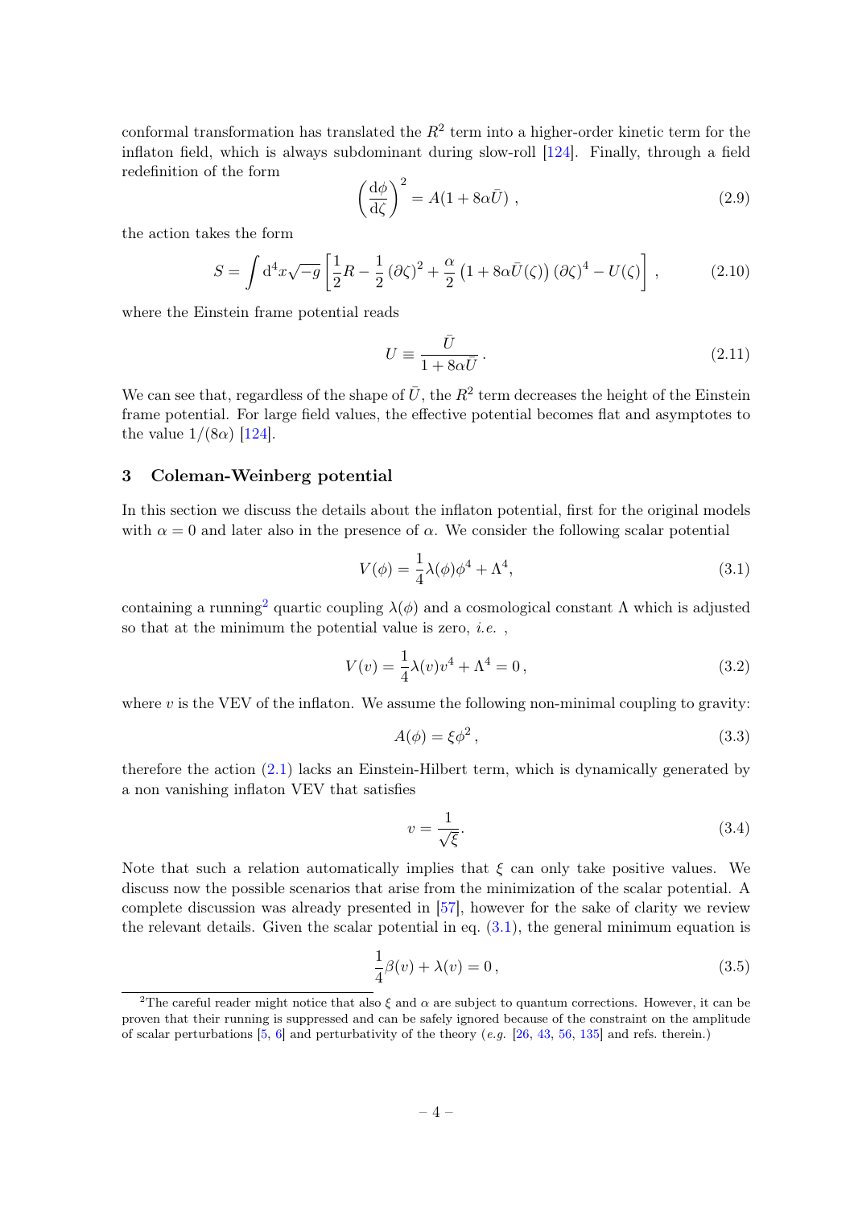conformal transformation has translated the $R^2$ term into a higher-order kinetic term for the inflaton field, which is always subdominant during slow-roll [124]. Finally, through a field redefinition of the form

$$\left(\frac{\mathrm{d}\phi}{\mathrm{d}\zeta}\right)^2 = A(1 + 8\alpha\bar{U}) \,, \tag{2.9}$$

the action takes the form

$$S = \int \mathrm{d}^4x\sqrt{-g}\left[\frac{1}{2}R - \frac{1}{2}\left(\partial\zeta\right)^2 + \frac{\alpha}{2}\left(1 + 8\alpha\bar{U}(\zeta)\right)\left(\partial\zeta\right)^4 - U(\zeta)\right] \,, \tag{2.10}$$

where the Einstein frame potential reads

$$U \equiv \frac{\bar{U}}{1 + 8\alpha\bar{U}} \,. \tag{2.11}$$

We can see that, regardless of the shape of $\bar{U}$, the $R^2$ term decreases the height of the Einstein frame potential. For large field values, the effective potential becomes flat and asymptotes to the value $1/(8\alpha)$ [124].

## 3 Coleman-Weinberg potential

In this section we discuss the details about the inflaton potential, first for the original models with $\alpha = 0$ and later also in the presence of $\alpha$. We consider the following scalar potential

$$V(\phi) = \frac{1}{4}\lambda(\phi)\phi^4 + \Lambda^4, \tag{3.1}$$

containing a running[2] quartic coupling $\lambda(\phi)$ and a cosmological constant $\Lambda$ which is adjusted so that at the minimum the potential value is zero, *i.e.* ,

$$V(v) = \frac{1}{4}\lambda(v)v^4 + \Lambda^4 = 0\,, \tag{3.2}$$

where $v$ is the VEV of the inflaton. We assume the following non-minimal coupling to gravity:

$$A(\phi) = \xi\phi^2\,, \tag{3.3}$$

therefore the action (2.1) lacks an Einstein-Hilbert term, which is dynamically generated by a non vanishing inflaton VEV that satisfies

$$v = \frac{1}{\sqrt{\xi}}. \tag{3.4}$$

Note that such a relation automatically implies that $\xi$ can only take positive values. We discuss now the possible scenarios that arise from the minimization of the scalar potential. A complete discussion was already presented in [57], however for the sake of clarity we review the relevant details. Given the scalar potential in eq. (3.1), the general minimum equation is

$$\frac{1}{4}\beta(v) + \lambda(v) = 0\,, \tag{3.5}$$

[2] The careful reader might notice that also $\xi$ and $\alpha$ are subject to quantum corrections. However, it can be proven that their running is suppressed and can be safely ignored because of the constraint on the amplitude of scalar perturbations [5, 6] and perturbativity of the theory (*e.g.* [26, 43, 56, 135] and refs. therein.)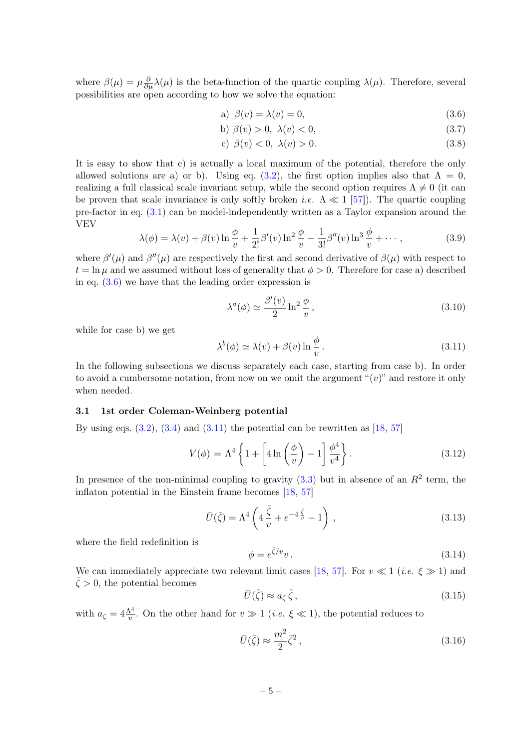where $\beta(\mu) = \mu \frac{\partial}{\partial \mu} \lambda(\mu)$ is the beta-function of the quartic coupling $\lambda(\mu)$. Therefore, several possibilities are open according to how we solve the equation:

$$\text{a)}\ \ \beta(v) = \lambda(v) = 0, \tag{3.6}$$

$$\text{b)}\ \ \beta(v) > 0,\ \lambda(v) < 0, \tag{3.7}$$

$$\text{c)}\ \ \beta(v) < 0,\ \lambda(v) > 0. \tag{3.8}$$

It is easy to show that c) is actually a local maximum of the potential, therefore the only allowed solutions are a) or b). Using eq. (3.2), the first option implies also that $\Lambda = 0$, realizing a full classical scale invariant setup, while the second option requires $\Lambda \neq 0$ (it can be proven that scale invariance is only softly broken *i.e.* $\Lambda \ll 1$ [57]). The quartic coupling pre-factor in eq. (3.1) can be model-independently written as a Taylor expansion around the VEV

$$\lambda(\phi) = \lambda(v) + \beta(v) \ln \frac{\phi}{v} + \frac{1}{2!}\beta'(v) \ln^2 \frac{\phi}{v} + \frac{1}{3!}\beta''(v) \ln^3 \frac{\phi}{v} + \cdots, \tag{3.9}$$

where $\beta'(\mu)$ and $\beta''(\mu)$ are respectively the first and second derivative of $\beta(\mu)$ with respect to $t = \ln \mu$ and we assumed without loss of generality that $\phi > 0$. Therefore for case a) described in eq. (3.6) we have that the leading order expression is

$$\lambda^a(\phi) \simeq \frac{\beta'(v)}{2} \ln^2 \frac{\phi}{v}, \tag{3.10}$$

while for case b) we get

$$\lambda^b(\phi) \simeq \lambda(v) + \beta(v) \ln \frac{\phi}{v}. \tag{3.11}$$

In the following subsections we discuss separately each case, starting from case b). In order to avoid a cumbersome notation, from now on we omit the argument "$(v)$" and restore it only when needed.

### 3.1 1st order Coleman-Weinberg potential

By using eqs. (3.2), (3.4) and (3.11) the potential can be rewritten as [18, 57]

$$V(\phi) = \Lambda^4 \left\{ 1 + \left[ 4 \ln\left(\frac{\phi}{v}\right) - 1 \right] \frac{\phi^4}{v^4} \right\}. \tag{3.12}$$

In presence of the non-minimal coupling to gravity (3.3) but in absence of an $R^2$ term, the inflaton potential in the Einstein frame becomes [18, 57]

$$\bar{U}(\bar{\zeta}) = \Lambda^4 \left( 4\frac{\bar{\zeta}}{v} + e^{-4\frac{\bar{\zeta}}{v}} - 1 \right), \tag{3.13}$$

where the field redefinition is

$$\phi = e^{\bar{\zeta}/v} v. \tag{3.14}$$

We can immediately appreciate two relevant limit cases [18, 57]. For $v \ll 1$ (*i.e.* $\xi \gg 1$) and $\bar{\zeta} > 0$, the potential becomes

$$\bar{U}(\bar{\zeta}) \approx a_\zeta \, \bar{\zeta}, \tag{3.15}$$

with $a_\zeta = 4\frac{\Lambda^4}{v}$. On the other hand for $v \gg 1$ (*i.e.* $\xi \ll 1$), the potential reduces to

$$\bar{U}(\bar{\zeta}) \approx \frac{m^2}{2}\bar{\zeta}^2, \tag{3.16}$$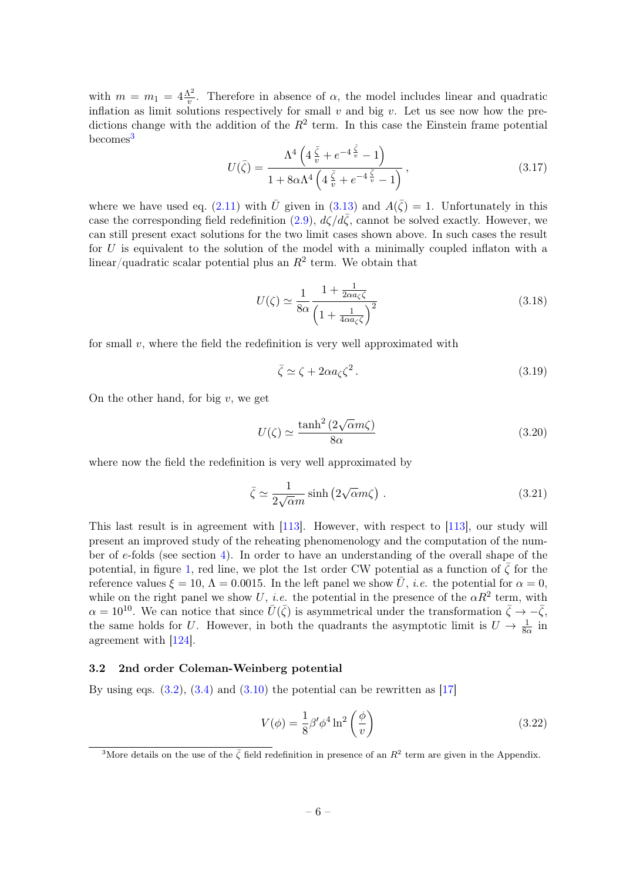with $m = m_1 = 4\frac{\Lambda^2}{v}$. Therefore in absence of $\alpha$, the model includes linear and quadratic inflation as limit solutions respectively for small $v$ and big $v$. Let us see now how the predictions change with the addition of the $R^2$ term. In this case the Einstein frame potential becomes[3]

$$U(\bar{\zeta}) = \frac{\Lambda^4 \left(4\,\frac{\bar{\zeta}}{v} + e^{-4\,\frac{\bar{\zeta}}{v}} - 1\right)}{1 + 8\alpha\Lambda^4 \left(4\,\frac{\bar{\zeta}}{v} + e^{-4\,\frac{\bar{\zeta}}{v}} - 1\right)}\,, \tag{3.17}$$

where we have used eq. (2.11) with $\bar{U}$ given in (3.13) and $A(\bar{\zeta}) = 1$. Unfortunately in this case the corresponding field redefinition (2.9), $d\zeta/d\bar{\zeta}$, cannot be solved exactly. However, we can still present exact solutions for the two limit cases shown above. In such cases the result for $U$ is equivalent to the solution of the model with a minimally coupled inflaton with a linear/quadratic scalar potential plus an $R^2$ term. We obtain that

$$U(\zeta) \simeq \frac{1}{8\alpha} \frac{1 + \frac{1}{2\alpha a_\zeta \zeta}}{\left(1 + \frac{1}{4\alpha a_\zeta \zeta}\right)^2} \tag{3.18}$$

for small $v$, where the field the redefinition is very well approximated with

$$\bar{\zeta} \simeq \zeta + 2\alpha a_\zeta \zeta^2\,. \tag{3.19}$$

On the other hand, for big $v$, we get

$$U(\zeta) \simeq \frac{\tanh^2\left(2\sqrt{\alpha} m \zeta\right)}{8\alpha} \tag{3.20}$$

where now the field the redefinition is very well approximated by

$$\bar{\zeta} \simeq \frac{1}{2\sqrt{\alpha} m} \sinh\left(2\sqrt{\alpha} m \zeta\right)\,. \tag{3.21}$$

This last result is in agreement with [113]. However, with respect to [113], our study will present an improved study of the reheating phenomenology and the computation of the number of $e$-folds (see section 4). In order to have an understanding of the overall shape of the potential, in figure 1, red line, we plot the 1st order CW potential as a function of $\bar{\zeta}$ for the reference values $\xi = 10$, $\Lambda = 0.0015$. In the left panel we show $\bar{U}$, *i.e.* the potential for $\alpha = 0$, while on the right panel we show $U$, *i.e.* the potential in the presence of the $\alpha R^2$ term, with $\alpha = 10^{10}$. We can notice that since $\bar{U}(\bar{\zeta})$ is asymmetrical under the transformation $\bar{\zeta} \to -\bar{\zeta}$, the same holds for $U$. However, in both the quadrants the asymptotic limit is $U \to \frac{1}{8\alpha}$ in agreement with [124].

### 3.2 2nd order Coleman-Weinberg potential

By using eqs. (3.2), (3.4) and (3.10) the potential can be rewritten as [17]

$$V(\phi) = \frac{1}{8}\beta' \phi^4 \ln^2\left(\frac{\phi}{v}\right) \tag{3.22}$$

[3] More details on the use of the $\bar{\zeta}$ field redefinition in presence of an $R^2$ term are given in the Appendix.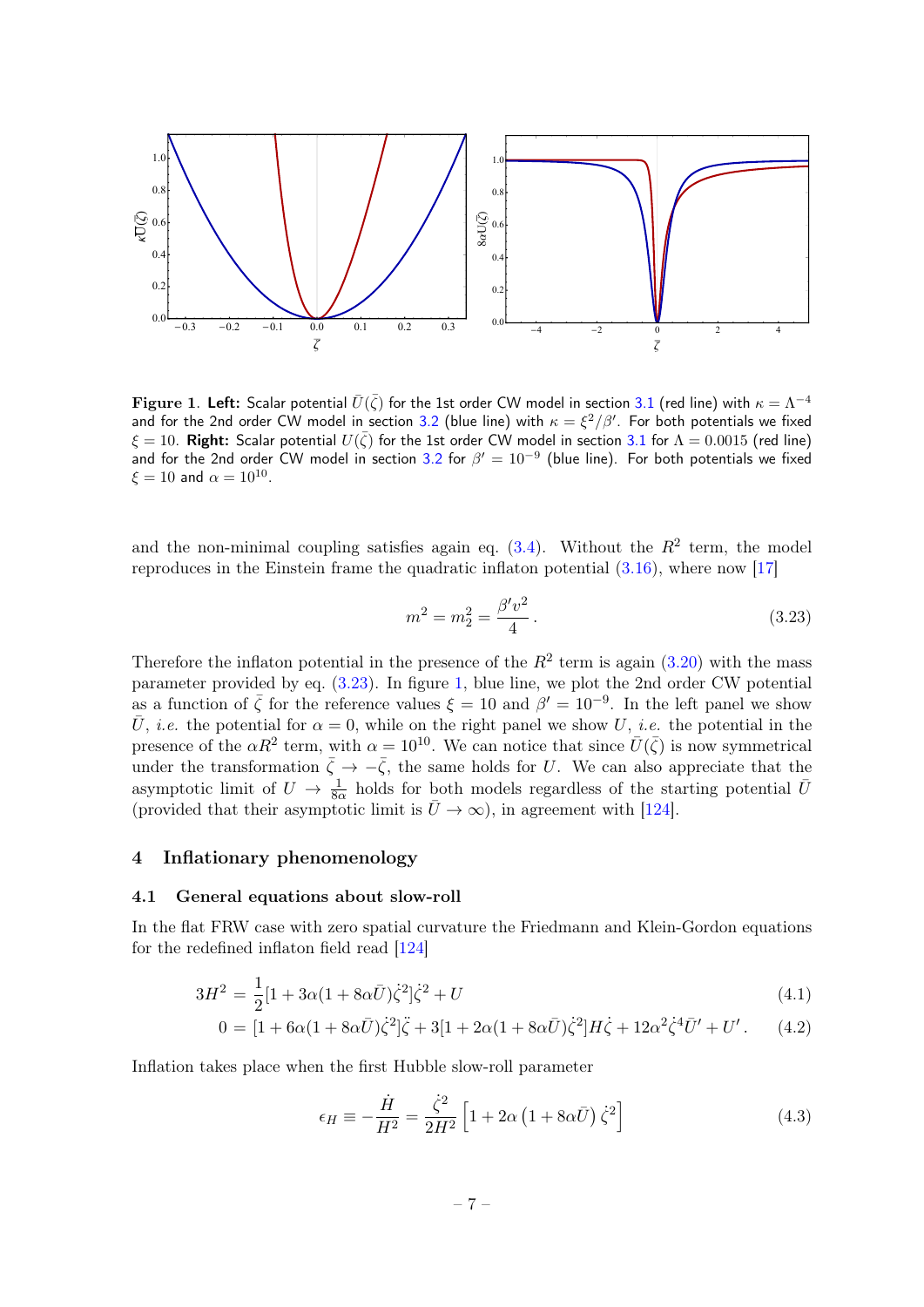**Figure 1**. **Left:** Scalar potential $\bar{U}(\bar{\zeta})$ for the 1st order CW model in section 3.1 (red line) with $\kappa = \Lambda^{-4}$ and for the 2nd order CW model in section 3.2 (blue line) with $\kappa = \xi^2/\beta'$. For both potentials we fixed $\xi = 10$. **Right:** Scalar potential $U(\bar{\zeta})$ for the 1st order CW model in section 3.1 for $\Lambda = 0.0015$ (red line) and for the 2nd order CW model in section 3.2 for $\beta' = 10^{-9}$ (blue line). For both potentials we fixed $\xi = 10$ and $\alpha = 10^{10}$.

and the non-minimal coupling satisfies again eq. (3.4). Without the $R^2$ term, the model reproduces in the Einstein frame the quadratic inflaton potential (3.16), where now [17]

$$m^2 = m_2^2 = \frac{\beta' v^2}{4} \,. \tag{3.23}$$

Therefore the inflaton potential in the presence of the $R^2$ term is again (3.20) with the mass parameter provided by eq. (3.23). In figure 1, blue line, we plot the 2nd order CW potential as a function of $\bar{\zeta}$ for the reference values $\xi = 10$ and $\beta' = 10^{-9}$. In the left panel we show $\bar{U}$, *i.e.* the potential for $\alpha = 0$, while on the right panel we show $U$, *i.e.* the potential in the presence of the $\alpha R^2$ term, with $\alpha = 10^{10}$. We can notice that since $\bar{U}(\bar{\zeta})$ is now symmetrical under the transformation $\bar{\zeta} \to -\bar{\zeta}$, the same holds for $U$. We can also appreciate that the asymptotic limit of $U \to \frac{1}{8\alpha}$ holds for both models regardless of the starting potential $\bar{U}$ (provided that their asymptotic limit is $\bar{U} \to \infty$), in agreement with [124].

## 4 Inflationary phenomenology

### 4.1 General equations about slow-roll

In the flat FRW case with zero spatial curvature the Friedmann and Klein-Gordon equations for the redefined inflaton field read [124]

$$3H^2 = \frac{1}{2}[1 + 3\alpha(1 + 8\alpha\bar{U})\dot{\zeta}^2]\dot{\zeta}^2 + U \tag{4.1}$$

$$0 = [1 + 6\alpha(1 + 8\alpha\bar{U})\dot{\zeta}^2]\ddot{\zeta} + 3[1 + 2\alpha(1 + 8\alpha\bar{U})\dot{\zeta}^2]H\dot{\zeta} + 12\alpha^2\dot{\zeta}^4\bar{U}' + U' \,. \tag{4.2}$$

Inflation takes place when the first Hubble slow-roll parameter

$$\epsilon_H \equiv -\frac{\dot{H}}{H^2} = \frac{\dot{\zeta}^2}{2H^2}\left[1 + 2\alpha\left(1 + 8\alpha\bar{U}\right)\dot{\zeta}^2\right] \tag{4.3}$$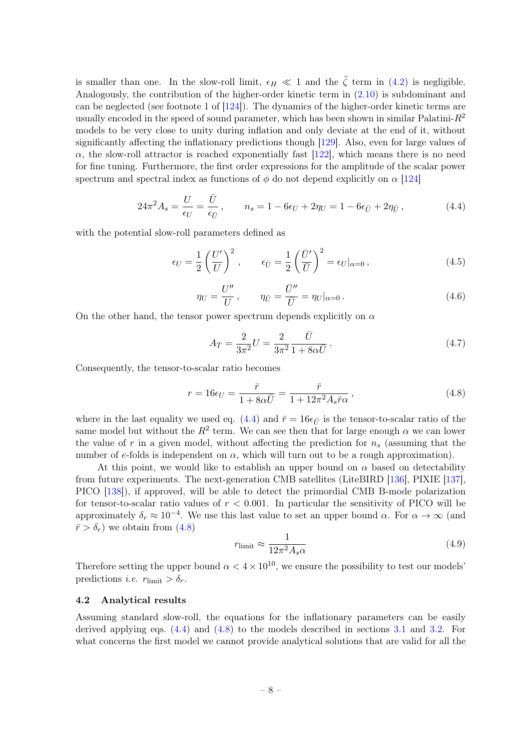is smaller than one. In the slow-roll limit, $\epsilon_H \ll 1$ and the $\ddot{\zeta}$ term in (4.2) is negligible. Analogously, the contribution of the higher-order kinetic term in (2.10) is subdominant and can be neglected (see footnote 1 of [124]). The dynamics of the higher-order kinetic terms are usually encoded in the speed of sound parameter, which has been shown in similar Palatini-$R^2$ models to be very close to unity during inflation and only deviate at the end of it, without significantly affecting the inflationary predictions though [129]. Also, even for large values of $\alpha$, the slow-roll attractor is reached exponentially fast [122], which means there is no need for fine tuning. Furthermore, the first order expressions for the amplitude of the scalar power spectrum and spectral index as functions of $\phi$ do not depend explicitly on $\alpha$ [124]

$$24\pi^2 A_s = \frac{U}{\epsilon_U} = \frac{\bar{U}}{\epsilon_{\bar{U}}}\,, \qquad n_s = 1 - 6\epsilon_U + 2\eta_U = 1 - 6\epsilon_{\bar{U}} + 2\eta_{\bar{U}}\,, \tag{4.4}$$

with the potential slow-roll parameters defined as

$$\epsilon_U = \frac{1}{2}\left(\frac{U'}{U}\right)^2\,, \qquad \epsilon_{\bar{U}} = \frac{1}{2}\left(\frac{\bar{U}'}{\bar{U}}\right)^2 = \epsilon_U|_{\alpha=0}\,, \tag{4.5}$$

$$\eta_U = \frac{U''}{U}\,, \qquad \eta_{\bar{U}} = \frac{\bar{U}''}{\bar{U}} = \eta_U|_{\alpha=0}\,. \tag{4.6}$$

On the other hand, the tensor power spectrum depends explicitly on $\alpha$

$$A_T = \frac{2}{3\pi^2}U = \frac{2}{3\pi^2}\frac{\bar{U}}{1+8\alpha\bar{U}}\,. \tag{4.7}$$

Consequently, the tensor-to-scalar ratio becomes

$$r = 16\epsilon_U = \frac{\bar{r}}{1+8\alpha\bar{U}} = \frac{\bar{r}}{1+12\pi^2 A_s \bar{r}\alpha}\,, \tag{4.8}$$

where in the last equality we used eq. (4.4) and $\bar{r} = 16\epsilon_{\bar{U}}$ is the tensor-to-scalar ratio of the same model but without the $R^2$ term. We can see then that for large enough $\alpha$ we can lower the value of $r$ in a given model, without affecting the prediction for $n_s$ (assuming that the number of $e$-folds is independent on $\alpha$, which will turn out to be a rough approximation).

At this point, we would like to establish an upper bound on $\alpha$ based on detectability from future experiments. The next-generation CMB satellites (LiteBIRD [136], PIXIE [137], PICO [138]), if approved, will be able to detect the primordial CMB B-mode polarization for tensor-to-scalar ratio values of $r < 0.001$. In particular the sensitivity of PICO will be approximately $\delta_r \approx 10^{-4}$. We use this last value to set an upper bound $\alpha$. For $\alpha \to \infty$ (and $\bar{r} > \delta_r$) we obtain from (4.8)

$$r_{\text{limit}} \approx \frac{1}{12\pi^2 A_s \alpha} \tag{4.9}$$

Therefore setting the upper bound $\alpha < 4 \times 10^{10}$, we ensure the possibility to test our models' predictions *i.e.* $r_{\text{limit}} > \delta_r$.

### 4.2 Analytical results

Assuming standard slow-roll, the equations for the inflationary parameters can be easily derived applying eqs. (4.4) and (4.8) to the models described in sections 3.1 and 3.2. For what concerns the first model we cannot provide analytical solutions that are valid for all the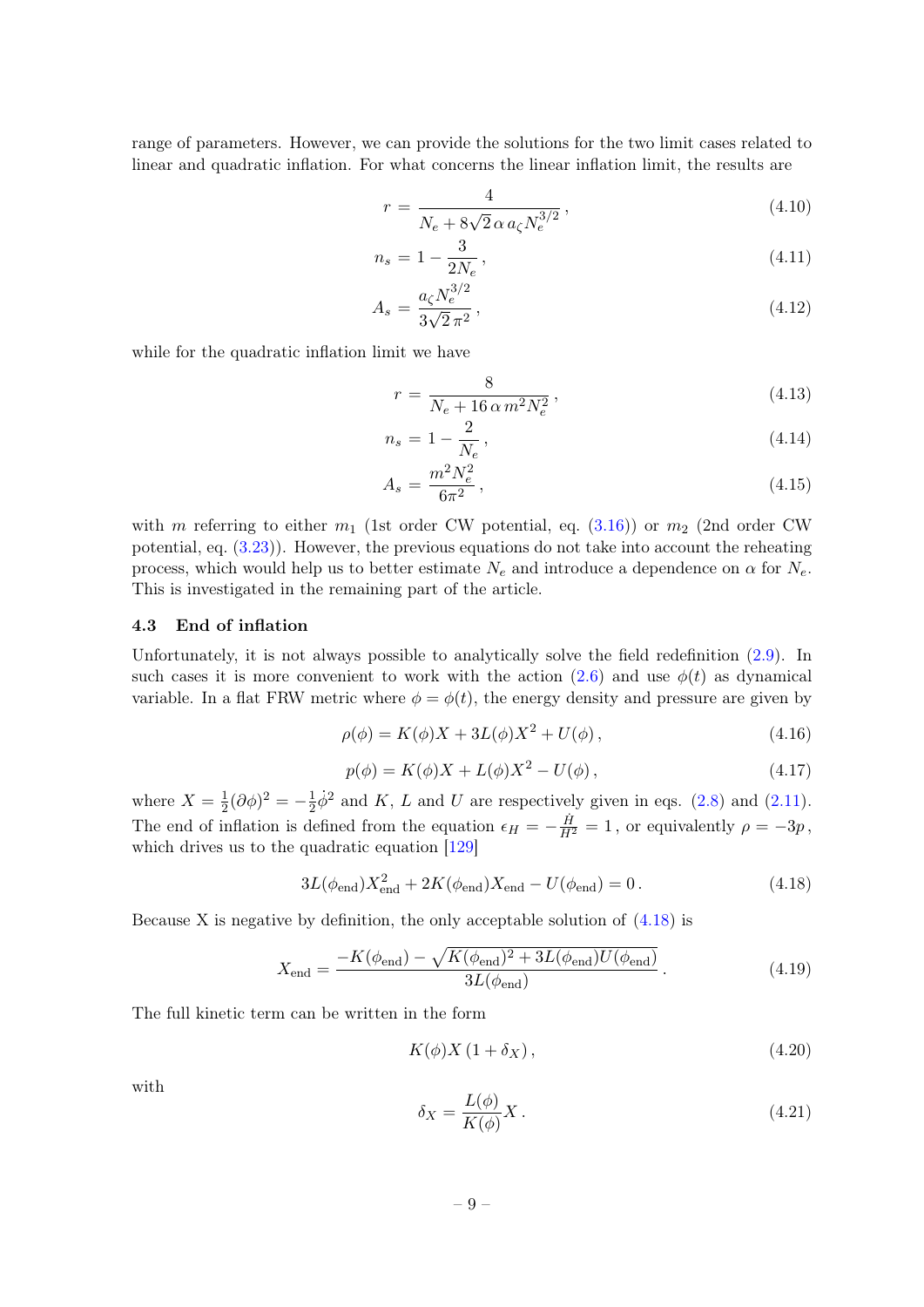range of parameters. However, we can provide the solutions for the two limit cases related to linear and quadratic inflation. For what concerns the linear inflation limit, the results are

$$
r = \frac{4}{N_e + 8\sqrt{2}\,\alpha\, a_\zeta N_e^{3/2}}\,, \tag{4.10}
$$

$$
n_s = 1 - \frac{3}{2N_e}\,, \tag{4.11}
$$

$$
A_s = \frac{a_\zeta N_e^{3/2}}{3\sqrt{2}\,\pi^2}\,, \tag{4.12}
$$

while for the quadratic inflation limit we have

$$
r = \frac{8}{N_e + 16\,\alpha\, m^2 N_e^2}\,, \tag{4.13}
$$

$$
n_s = 1 - \frac{2}{N_e}\,, \tag{4.14}
$$

$$
A_s = \frac{m^2 N_e^2}{6\pi^2}\,, \tag{4.15}
$$

with $m$ referring to either $m_1$ (1st order CW potential, eq. (3.16)) or $m_2$ (2nd order CW potential, eq. (3.23)). However, the previous equations do not take into account the reheating process, which would help us to better estimate $N_e$ and introduce a dependence on $\alpha$ for $N_e$. This is investigated in the remaining part of the article.

### 4.3 End of inflation

Unfortunately, it is not always possible to analytically solve the field redefinition (2.9). In such cases it is more convenient to work with the action (2.6) and use $\phi(t)$ as dynamical variable. In a flat FRW metric where $\phi = \phi(t)$, the energy density and pressure are given by

$$
\rho(\phi) = K(\phi) X + 3L(\phi) X^2 + U(\phi)\,, \tag{4.16}
$$

$$
p(\phi) = K(\phi) X + L(\phi) X^2 - U(\phi)\,, \tag{4.17}
$$

where $X = \frac{1}{2}(\partial\phi)^2 = -\frac{1}{2}\dot{\phi}^2$ and $K$, $L$ and $U$ are respectively given in eqs. (2.8) and (2.11). The end of inflation is defined from the equation $\epsilon_H = -\frac{\dot{H}}{H^2} = 1$, or equivalently $\rho = -3p$, which drives us to the quadratic equation [129]

$$
3L(\phi_{\rm end}) X_{\rm end}^2 + 2K(\phi_{\rm end}) X_{\rm end} - U(\phi_{\rm end}) = 0\,. \tag{4.18}
$$

Because X is negative by definition, the only acceptable solution of (4.18) is

$$
X_{\rm end} = \frac{-K(\phi_{\rm end}) - \sqrt{K(\phi_{\rm end})^2 + 3L(\phi_{\rm end}) U(\phi_{\rm end})}}{3L(\phi_{\rm end})}\,. \tag{4.19}
$$

The full kinetic term can be written in the form

$$
K(\phi) X \left(1 + \delta_X\right), \tag{4.20}
$$

with

$$
\delta_X = \frac{L(\phi)}{K(\phi)} X\,. \tag{4.21}
$$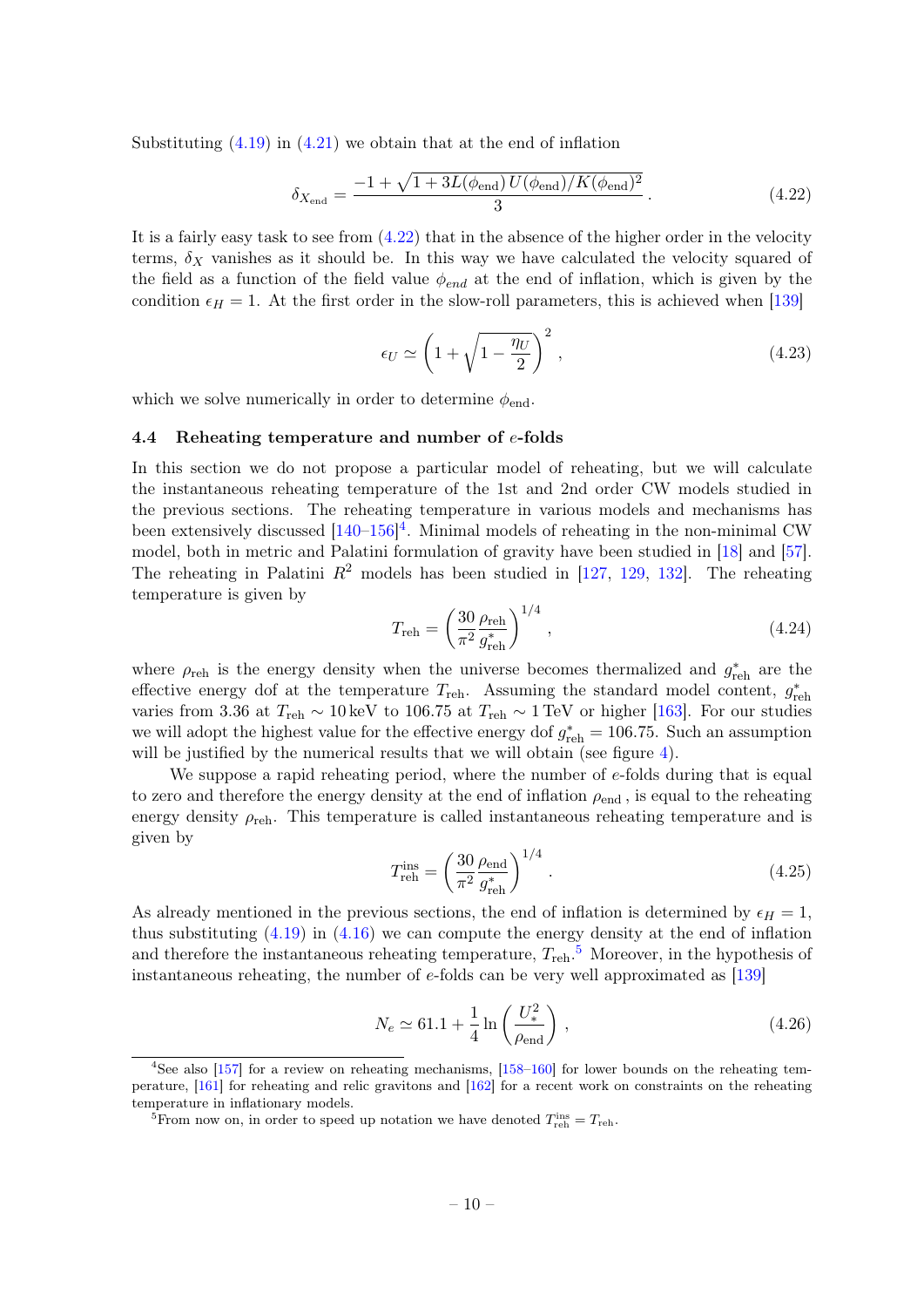Substituting (4.19) in (4.21) we obtain that at the end of inflation

$$\delta_{X_{\rm end}} = \frac{-1 + \sqrt{1 + 3L(\phi_{\rm end})\, U(\phi_{\rm end})/K(\phi_{\rm end})^2}}{3} \,. \tag{4.22}$$

It is a fairly easy task to see from (4.22) that in the absence of the higher order in the velocity terms, $\delta_X$ vanishes as it should be. In this way we have calculated the velocity squared of the field as a function of the field value $\phi_{end}$ at the end of inflation, which is given by the condition $\epsilon_H = 1$. At the first order in the slow-roll parameters, this is achieved when [139]

$$\epsilon_U \simeq \left(1 + \sqrt{1 - \frac{\eta_U}{2}}\right)^2 , \tag{4.23}$$

which we solve numerically in order to determine $\phi_{\rm end}$.

### 4.4 Reheating temperature and number of $e$-folds

In this section we do not propose a particular model of reheating, but we will calculate the instantaneous reheating temperature of the 1st and 2nd order CW models studied in the previous sections. The reheating temperature in various models and mechanisms has been extensively discussed [140–156][4]. Minimal models of reheating in the non-minimal CW model, both in metric and Palatini formulation of gravity have been studied in [18] and [57]. The reheating in Palatini $R^2$ models has been studied in [127, 129, 132]. The reheating temperature is given by

$$T_{\rm reh} = \left(\frac{30}{\pi^2}\frac{\rho_{\rm reh}}{g^*_{\rm reh}}\right)^{1/4} , \tag{4.24}$$

where $\rho_{\rm reh}$ is the energy density when the universe becomes thermalized and $g^*_{\rm reh}$ are the effective energy dof at the temperature $T_{\rm reh}$. Assuming the standard model content, $g^*_{\rm reh}$ varies from 3.36 at $T_{\rm reh} \sim 10\,\text{keV}$ to 106.75 at $T_{\rm reh} \sim 1\,\text{TeV}$ or higher [163]. For our studies we will adopt the highest value for the effective energy dof $g^*_{\rm reh} = 106.75$. Such an assumption will be justified by the numerical results that we will obtain (see figure 4).

We suppose a rapid reheating period, where the number of $e$-folds during that is equal to zero and therefore the energy density at the end of inflation $\rho_{\rm end}$ , is equal to the reheating energy density $\rho_{\rm reh}$. This temperature is called instantaneous reheating temperature and is given by

$$T^{\rm ins}_{\rm reh} = \left(\frac{30}{\pi^2}\frac{\rho_{\rm end}}{g^*_{\rm reh}}\right)^{1/4} . \tag{4.25}$$

As already mentioned in the previous sections, the end of inflation is determined by $\epsilon_H = 1$, thus substituting (4.19) in (4.16) we can compute the energy density at the end of inflation and therefore the instantaneous reheating temperature, $T_{\rm reh}$.[5] Moreover, in the hypothesis of instantaneous reheating, the number of $e$-folds can be very well approximated as [139]

$$N_e \simeq 61.1 + \frac{1}{4}\ln\left(\frac{U_*^2}{\rho_{\rm end}}\right) , \tag{4.26}$$

[4] See also [157] for a review on reheating mechanisms, [158–160] for lower bounds on the reheating temperature, [161] for reheating and relic gravitons and [162] for a recent work on constraints on the reheating temperature in inflationary models.

[5] From now on, in order to speed up notation we have denoted $T^{\rm ins}_{\rm reh} = T_{\rm reh}$.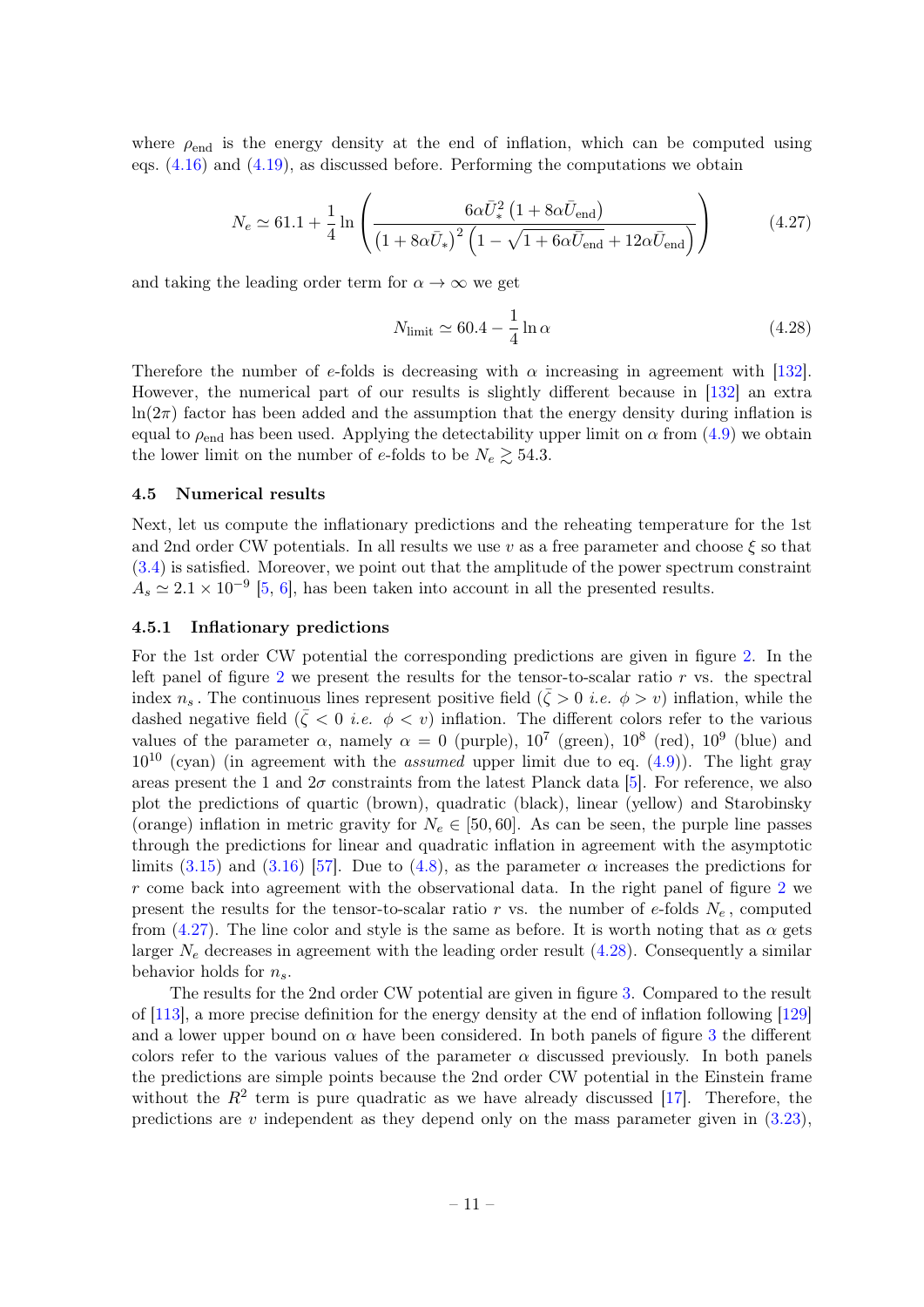where $\rho_{\rm end}$ is the energy density at the end of inflation, which can be computed using eqs. (4.16) and (4.19), as discussed before. Performing the computations we obtain

$$N_e \simeq 61.1 + \frac{1}{4}\ln\left(\frac{6\alpha\bar{U}_*^2\left(1+8\alpha\bar{U}_{\rm end}\right)}{\left(1+8\alpha\bar{U}_*\right)^2\left(1-\sqrt{1+6\alpha\bar{U}_{\rm end}}+12\alpha\bar{U}_{\rm end}\right)}\right) \tag{4.27}$$

and taking the leading order term for $\alpha\to\infty$ we get

$$N_{\rm limit} \simeq 60.4 - \frac{1}{4}\ln\alpha \tag{4.28}$$

Therefore the number of $e$-folds is decreasing with $\alpha$ increasing in agreement with [132]. However, the numerical part of our results is slightly different because in [132] an extra $\ln(2\pi)$ factor has been added and the assumption that the energy density during inflation is equal to $\rho_{\rm end}$ has been used. Applying the detectability upper limit on $\alpha$ from (4.9) we obtain the lower limit on the number of $e$-folds to be $N_e \gtrsim 54.3$.

### 4.5 Numerical results

Next, let us compute the inflationary predictions and the reheating temperature for the 1st and 2nd order CW potentials. In all results we use $v$ as a free parameter and choose $\xi$ so that (3.4) is satisfied. Moreover, we point out that the amplitude of the power spectrum constraint $A_s \simeq 2.1\times10^{-9}$ [5, 6], has been taken into account in all the presented results.

#### 4.5.1 Inflationary predictions

For the 1st order CW potential the corresponding predictions are given in figure 2. In the left panel of figure 2 we present the results for the tensor-to-scalar ratio $r$ vs. the spectral index $n_s$. The continuous lines represent positive field ($\bar{\zeta}>0$ *i.e.* $\phi>v$) inflation, while the dashed negative field ($\bar{\zeta}<0$ *i.e.* $\phi<v$) inflation. The different colors refer to the various values of the parameter $\alpha$, namely $\alpha=0$ (purple), $10^7$ (green), $10^8$ (red), $10^9$ (blue) and $10^{10}$ (cyan) (in agreement with the *assumed* upper limit due to eq. (4.9)). The light gray areas present the 1 and $2\sigma$ constraints from the latest Planck data [5]. For reference, we also plot the predictions of quartic (brown), quadratic (black), linear (yellow) and Starobinsky (orange) inflation in metric gravity for $N_e\in[50,60]$. As can be seen, the purple line passes through the predictions for linear and quadratic inflation in agreement with the asymptotic limits (3.15) and (3.16) [57]. Due to (4.8), as the parameter $\alpha$ increases the predictions for $r$ come back into agreement with the observational data. In the right panel of figure 2 we present the results for the tensor-to-scalar ratio $r$ vs. the number of $e$-folds $N_e$, computed from (4.27). The line color and style is the same as before. It is worth noting that as $\alpha$ gets larger $N_e$ decreases in agreement with the leading order result (4.28). Consequently a similar behavior holds for $n_s$.

The results for the 2nd order CW potential are given in figure 3. Compared to the result of [113], a more precise definition for the energy density at the end of inflation following [129] and a lower upper bound on $\alpha$ have been considered. In both panels of figure 3 the different colors refer to the various values of the parameter $\alpha$ discussed previously. In both panels the predictions are simple points because the 2nd order CW potential in the Einstein frame without the $R^2$ term is pure quadratic as we have already discussed [17]. Therefore, the predictions are $v$ independent as they depend only on the mass parameter given in (3.23),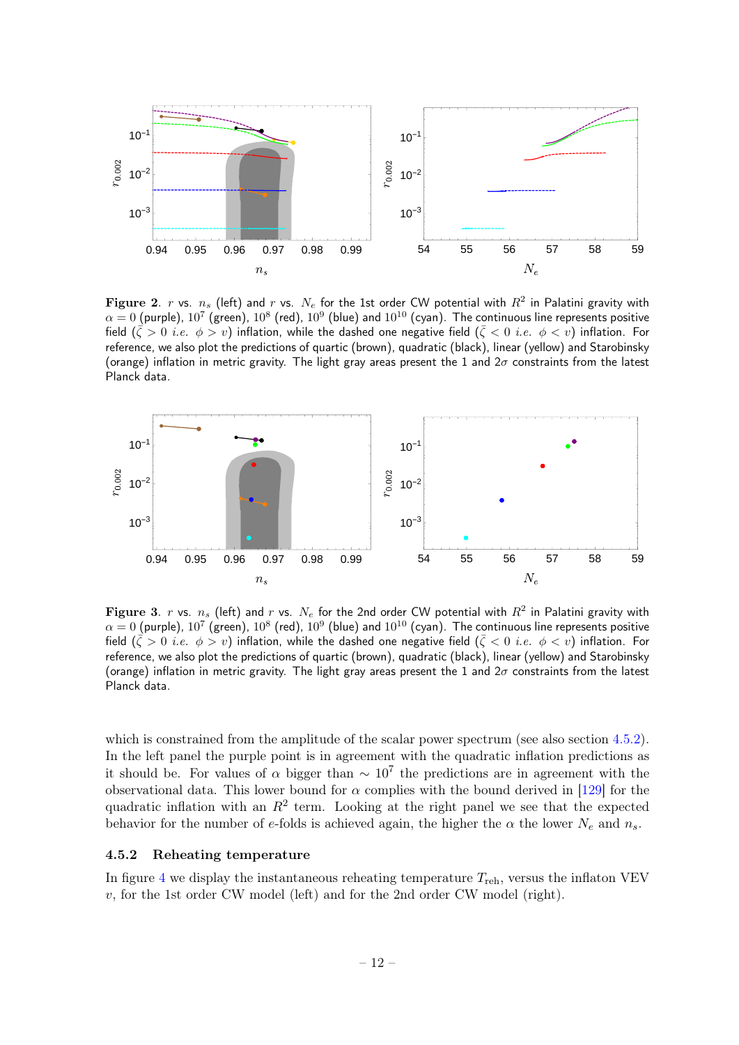**Figure 2.** $r$ vs. $n_s$ (left) and $r$ vs. $N_e$ for the 1st order CW potential with $R^2$ in Palatini gravity with $\alpha = 0$ (purple), $10^7$ (green), $10^8$ (red), $10^9$ (blue) and $10^{10}$ (cyan). The continuous line represents positive field ($\bar{\zeta} > 0$ *i.e.* $\phi > v$) inflation, while the dashed one negative field ($\bar{\zeta} < 0$ *i.e.* $\phi < v$) inflation. For reference, we also plot the predictions of quartic (brown), quadratic (black), linear (yellow) and Starobinsky (orange) inflation in metric gravity. The light gray areas present the 1 and $2\sigma$ constraints from the latest Planck data.

**Figure 3.** $r$ vs. $n_s$ (left) and $r$ vs. $N_e$ for the 2nd order CW potential with $R^2$ in Palatini gravity with $\alpha = 0$ (purple), $10^7$ (green), $10^8$ (red), $10^9$ (blue) and $10^{10}$ (cyan). The continuous line represents positive field ($\bar{\zeta} > 0$ *i.e.* $\phi > v$) inflation, while the dashed one negative field ($\bar{\zeta} < 0$ *i.e.* $\phi < v$) inflation. For reference, we also plot the predictions of quartic (brown), quadratic (black), linear (yellow) and Starobinsky (orange) inflation in metric gravity. The light gray areas present the 1 and $2\sigma$ constraints from the latest Planck data.

which is constrained from the amplitude of the scalar power spectrum (see also section 4.5.2). In the left panel the purple point is in agreement with the quadratic inflation predictions as it should be. For values of $\alpha$ bigger than $\sim 10^7$ the predictions are in agreement with the observational data. This lower bound for $\alpha$ complies with the bound derived in [129] for the quadratic inflation with an $R^2$ term. Looking at the right panel we see that the expected behavior for the number of e-folds is achieved again, the higher the $\alpha$ the lower $N_e$ and $n_s$.

### 4.5.2 Reheating temperature

In figure 4 we display the instantaneous reheating temperature $T_{\rm reh}$, versus the inflaton VEV $v$, for the 1st order CW model (left) and for the 2nd order CW model (right).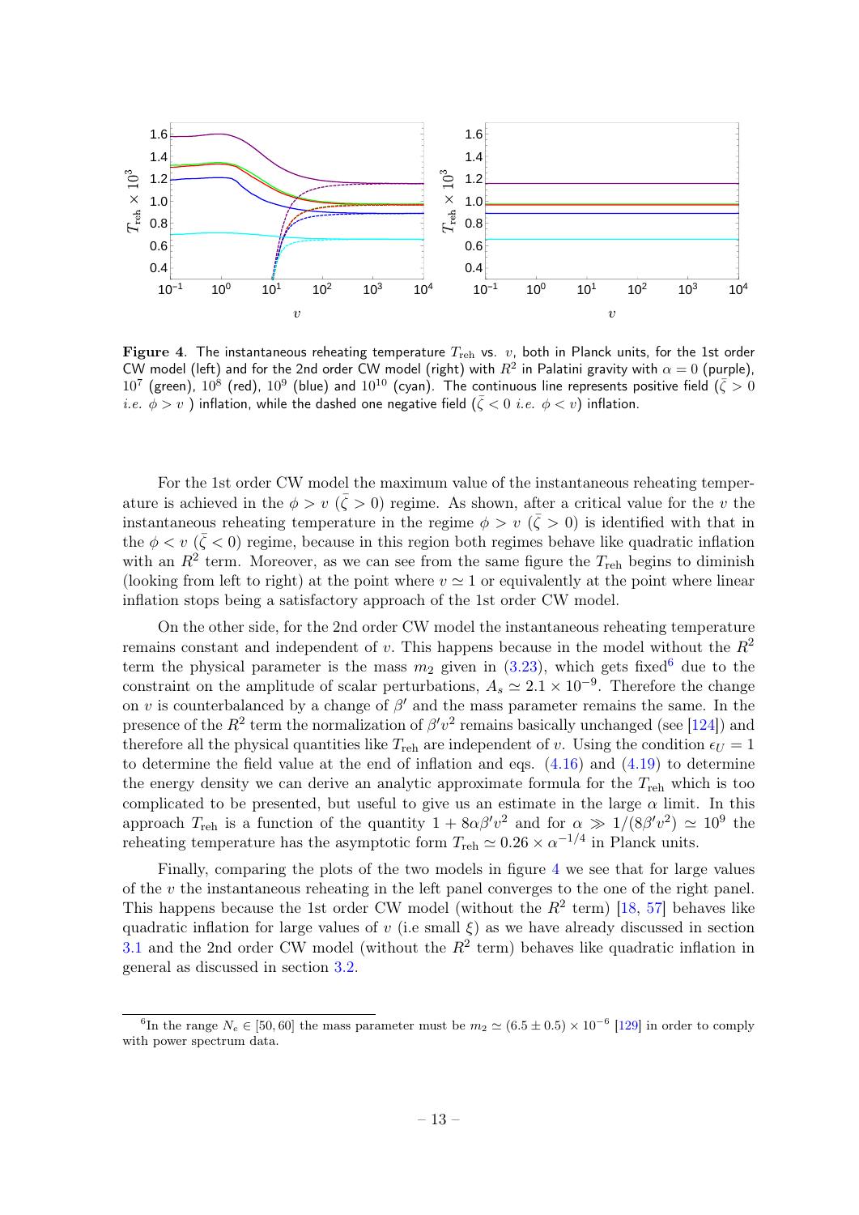**Figure 4**. The instantaneous reheating temperature $T_{\rm reh}$ vs. $v$, both in Planck units, for the 1st order CW model (left) and for the 2nd order CW model (right) with $R^2$ in Palatini gravity with $\alpha = 0$ (purple), $10^7$ (green), $10^8$ (red), $10^9$ (blue) and $10^{10}$ (cyan). The continuous line represents positive field ($\bar{\zeta} > 0$ *i.e.* $\phi > v$ ) inflation, while the dashed one negative field ($\bar{\zeta} < 0$ *i.e.* $\phi < v$) inflation.

For the 1st order CW model the maximum value of the instantaneous reheating temperature is achieved in the $\phi > v$ ($\bar{\zeta} > 0$) regime. As shown, after a critical value for the $v$ the instantaneous reheating temperature in the regime $\phi > v$ ($\bar{\zeta} > 0$) is identified with that in the $\phi < v$ ($\bar{\zeta} < 0$) regime, because in this region both regimes behave like quadratic inflation with an $R^2$ term. Moreover, as we can see from the same figure the $T_{\rm reh}$ begins to diminish (looking from left to right) at the point where $v \simeq 1$ or equivalently at the point where linear inflation stops being a satisfactory approach of the 1st order CW model.

On the other side, for the 2nd order CW model the instantaneous reheating temperature remains constant and independent of $v$. This happens because in the model without the $R^2$ term the physical parameter is the mass $m_2$ given in (3.23), which gets fixed[6] due to the constraint on the amplitude of scalar perturbations, $A_s \simeq 2.1 \times 10^{-9}$. Therefore the change on $v$ is counterbalanced by a change of $\beta'$ and the mass parameter remains the same. In the presence of the $R^2$ term the normalization of $\beta' v^2$ remains basically unchanged (see [124]) and therefore all the physical quantities like $T_{\rm reh}$ are independent of $v$. Using the condition $\epsilon_U = 1$ to determine the field value at the end of inflation and eqs. (4.16) and (4.19) to determine the energy density we can derive an analytic approximate formula for the $T_{\rm reh}$ which is too complicated to be presented, but useful to give us an estimate in the large $\alpha$ limit. In this approach $T_{\rm reh}$ is a function of the quantity $1 + 8\alpha\beta' v^2$ and for $\alpha \gg 1/(8\beta' v^2) \simeq 10^9$ the reheating temperature has the asymptotic form $T_{\rm reh} \simeq 0.26 \times \alpha^{-1/4}$ in Planck units.

Finally, comparing the plots of the two models in figure 4 we see that for large values of the $v$ the instantaneous reheating in the left panel converges to the one of the right panel. This happens because the 1st order CW model (without the $R^2$ term) [18, 57] behaves like quadratic inflation for large values of $v$ (i.e small $\xi$) as we have already discussed in section 3.1 and the 2nd order CW model (without the $R^2$ term) behaves like quadratic inflation in general as discussed in section 3.2.

[6] In the range $N_e \in [50, 60]$ the mass parameter must be $m_2 \simeq (6.5 \pm 0.5) \times 10^{-6}$ [129] in order to comply with power spectrum data.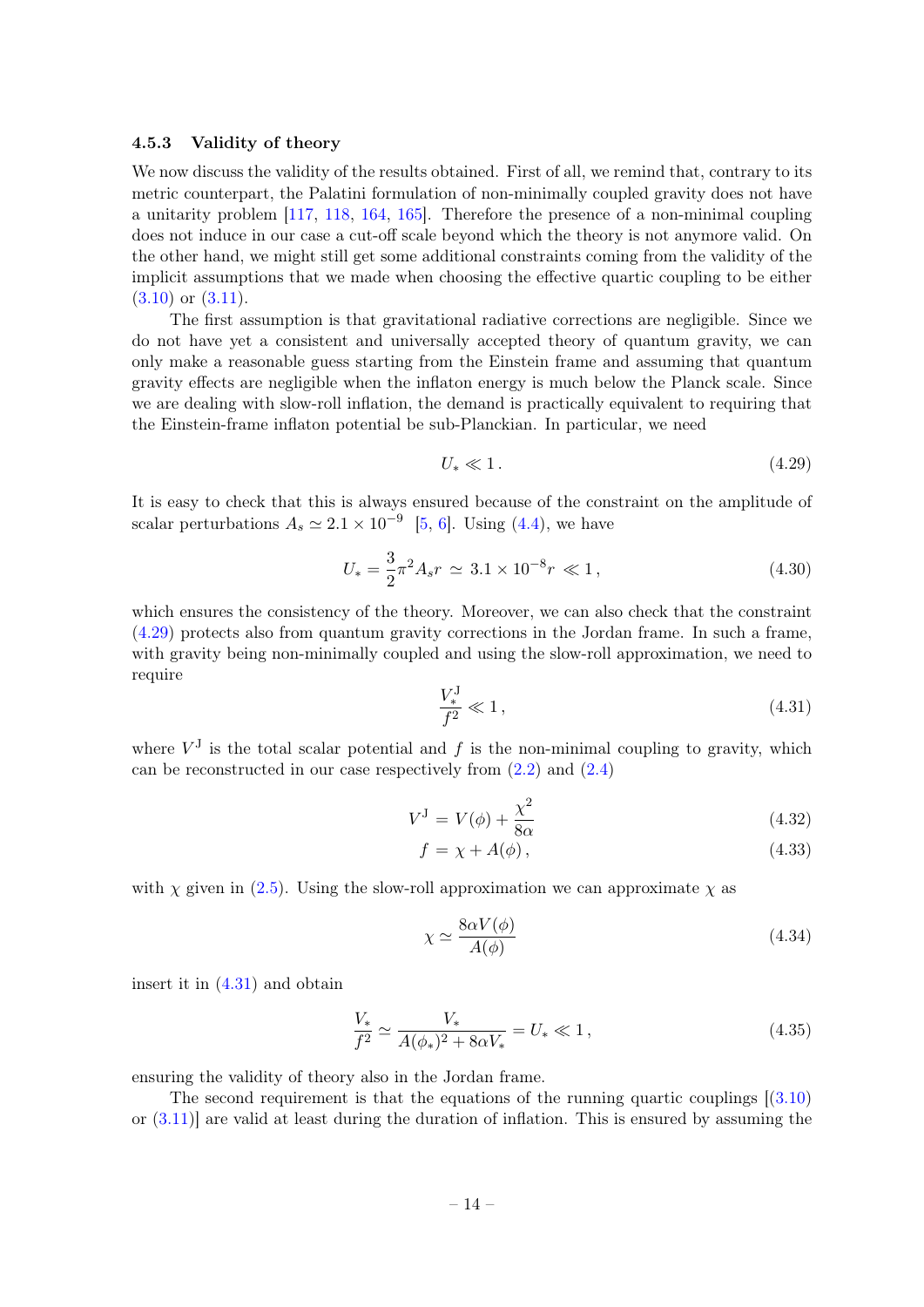### 4.5.3 Validity of theory

We now discuss the validity of the results obtained. First of all, we remind that, contrary to its metric counterpart, the Palatini formulation of non-minimally coupled gravity does not have a unitarity problem [117, 118, 164, 165]. Therefore the presence of a non-minimal coupling does not induce in our case a cut-off scale beyond which the theory is not anymore valid. On the other hand, we might still get some additional constraints coming from the validity of the implicit assumptions that we made when choosing the effective quartic coupling to be either (3.10) or (3.11).

The first assumption is that gravitational radiative corrections are negligible. Since we do not have yet a consistent and universally accepted theory of quantum gravity, we can only make a reasonable guess starting from the Einstein frame and assuming that quantum gravity effects are negligible when the inflaton energy is much below the Planck scale. Since we are dealing with slow-roll inflation, the demand is practically equivalent to requiring that the Einstein-frame inflaton potential be sub-Planckian. In particular, we need

$$U_* \ll 1 \,. \tag{4.29}$$

It is easy to check that this is always ensured because of the constraint on the amplitude of scalar perturbations $A_s \simeq 2.1 \times 10^{-9}$ [5, 6]. Using (4.4), we have

$$U_* = \frac{3}{2}\pi^2 A_s r \simeq 3.1 \times 10^{-8} r \ll 1 \,, \tag{4.30}$$

which ensures the consistency of the theory. Moreover, we can also check that the constraint (4.29) protects also from quantum gravity corrections in the Jordan frame. In such a frame, with gravity being non-minimally coupled and using the slow-roll approximation, we need to require

$$\frac{V^{\rm J}_*}{f^2} \ll 1 \,, \tag{4.31}$$

where $V^{\rm J}$ is the total scalar potential and $f$ is the non-minimal coupling to gravity, which can be reconstructed in our case respectively from (2.2) and (2.4)

$$V^{\rm J} = V(\phi) + \frac{\chi^2}{8\alpha} \tag{4.32}$$

$$f = \chi + A(\phi) \,, \tag{4.33}$$

with $\chi$ given in (2.5). Using the slow-roll approximation we can approximate $\chi$ as

$$\chi \simeq \frac{8\alpha V(\phi)}{A(\phi)} \tag{4.34}$$

insert it in (4.31) and obtain

$$\frac{V_*}{f^2} \simeq \frac{V_*}{A(\phi_*)^2 + 8\alpha V_*} = U_* \ll 1 \,, \tag{4.35}$$

ensuring the validity of theory also in the Jordan frame.

The second requirement is that the equations of the running quartic couplings [(3.10) or (3.11)] are valid at least during the duration of inflation. This is ensured by assuming the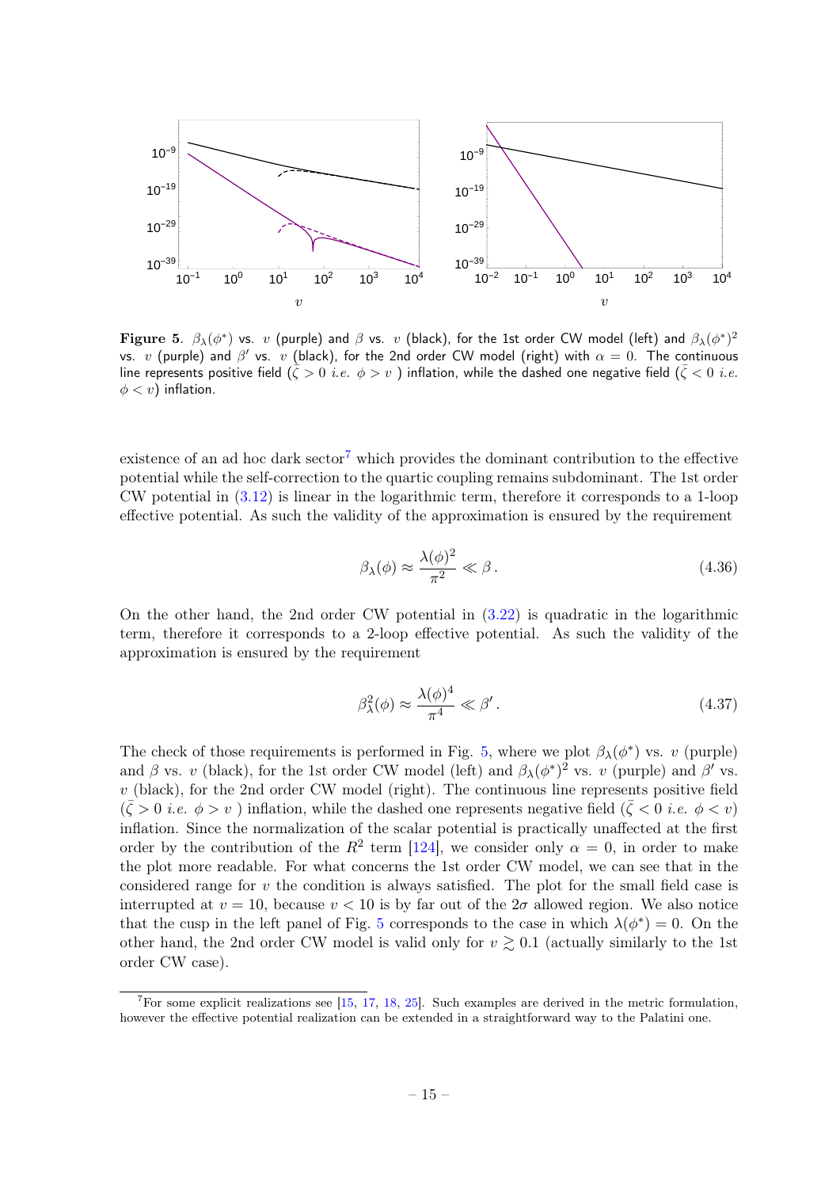**Figure 5**. $\beta_\lambda(\phi^*)$ vs. $v$ (purple) and $\beta$ vs. $v$ (black), for the 1st order CW model (left) and $\beta_\lambda(\phi^*)^2$ vs. $v$ (purple) and $\beta'$ vs. $v$ (black), for the 2nd order CW model (right) with $\alpha = 0$. The continuous line represents positive field ($\bar{\zeta} > 0$ *i.e.* $\phi > v$ ) inflation, while the dashed one negative field ($\bar{\zeta} < 0$ *i.e.* $\phi < v$) inflation.

existence of an ad hoc dark sector[7] which provides the dominant contribution to the effective potential while the self-correction to the quartic coupling remains subdominant. The 1st order CW potential in (3.12) is linear in the logarithmic term, therefore it corresponds to a 1-loop effective potential. As such the validity of the approximation is ensured by the requirement

$$\beta_\lambda(\phi) \approx \frac{\lambda(\phi)^2}{\pi^2} \ll \beta \, . \tag{4.36}$$

On the other hand, the 2nd order CW potential in (3.22) is quadratic in the logarithmic term, therefore it corresponds to a 2-loop effective potential. As such the validity of the approximation is ensured by the requirement

$$\beta_\lambda^2(\phi) \approx \frac{\lambda(\phi)^4}{\pi^4} \ll \beta' \, . \tag{4.37}$$

The check of those requirements is performed in Fig. 5, where we plot $\beta_\lambda(\phi^*)$ vs. $v$ (purple) and $\beta$ vs. $v$ (black), for the 1st order CW model (left) and $\beta_\lambda(\phi^*)^2$ vs. $v$ (purple) and $\beta'$ vs. $v$ (black), for the 2nd order CW model (right). The continuous line represents positive field ($\bar{\zeta} > 0$ *i.e.* $\phi > v$ ) inflation, while the dashed one represents negative field ($\bar{\zeta} < 0$ *i.e.* $\phi < v$) inflation. Since the normalization of the scalar potential is practically unaffected at the first order by the contribution of the $R^2$ term [124], we consider only $\alpha = 0$, in order to make the plot more readable. For what concerns the 1st order CW model, we can see that in the considered range for $v$ the condition is always satisfied. The plot for the small field case is interrupted at $v = 10$, because $v < 10$ is by far out of the $2\sigma$ allowed region. We also notice that the cusp in the left panel of Fig. 5 corresponds to the case in which $\lambda(\phi^*) = 0$. On the other hand, the 2nd order CW model is valid only for $v \gtrsim 0.1$ (actually similarly to the 1st order CW case).

[7] For some explicit realizations see [15, 17, 18, 25]. Such examples are derived in the metric formulation, however the effective potential realization can be extended in a straightforward way to the Palatini one.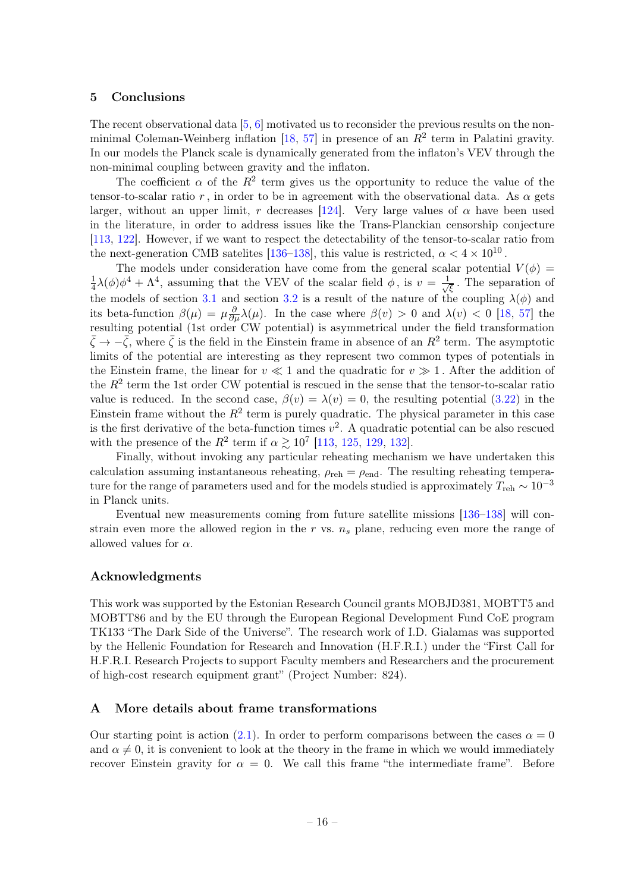## 5 Conclusions

The recent observational data [5, 6] motivated us to reconsider the previous results on the non-minimal Coleman-Weinberg inflation [18, 57] in presence of an $R^2$ term in Palatini gravity. In our models the Planck scale is dynamically generated from the inflaton's VEV through the non-minimal coupling between gravity and the inflaton.

The coefficient $\alpha$ of the $R^2$ term gives us the opportunity to reduce the value of the tensor-to-scalar ratio $r$, in order to be in agreement with the observational data. As $\alpha$ gets larger, without an upper limit, $r$ decreases [124]. Very large values of $\alpha$ have been used in the literature, in order to address issues like the Trans-Planckian censorship conjecture [113, 122]. However, if we want to respect the detectability of the tensor-to-scalar ratio from the next-generation CMB satelites [136–138], this value is restricted, $\alpha < 4 \times 10^{10}$.

The models under consideration have come from the general scalar potential $V(\phi) = \frac{1}{4}\lambda(\phi)\phi^4 + \Lambda^4$, assuming that the VEV of the scalar field $\phi$, is $v = \frac{1}{\sqrt{\xi}}$. The separation of the models of section 3.1 and section 3.2 is a result of the nature of the coupling $\lambda(\phi)$ and its beta-function $\beta(\mu) = \mu\frac{\partial}{\partial\mu}\lambda(\mu)$. In the case where $\beta(v) > 0$ and $\lambda(v) < 0$ [18, 57] the resulting potential (1st order CW potential) is asymmetrical under the field transformation $\bar{\zeta} \to -\bar{\zeta}$, where $\bar{\zeta}$ is the field in the Einstein frame in absence of an $R^2$ term. The asymptotic limits of the potential are interesting as they represent two common types of potentials in the Einstein frame, the linear for $v \ll 1$ and the quadratic for $v \gg 1$. After the addition of the $R^2$ term the 1st order CW potential is rescued in the sense that the tensor-to-scalar ratio value is reduced. In the second case, $\beta(v) = \lambda(v) = 0$, the resulting potential (3.22) in the Einstein frame without the $R^2$ term is purely quadratic. The physical parameter in this case is the first derivative of the beta-function times $v^2$. A quadratic potential can be also rescued with the presence of the $R^2$ term if $\alpha \gtrsim 10^7$ [113, 125, 129, 132].

Finally, without invoking any particular reheating mechanism we have undertaken this calculation assuming instantaneous reheating, $\rho_{\rm reh} = \rho_{\rm end}$. The resulting reheating temperature for the range of parameters used and for the models studied is approximately $T_{\rm reh} \sim 10^{-3}$ in Planck units.

Eventual new measurements coming from future satellite missions [136–138] will constrain even more the allowed region in the $r$ vs. $n_s$ plane, reducing even more the range of allowed values for $\alpha$.

### Acknowledgments

This work was supported by the Estonian Research Council grants MOBJD381, MOBTT5 and MOBTT86 and by the EU through the European Regional Development Fund CoE program TK133 "The Dark Side of the Universe". The research work of I.D. Gialamas was supported by the Hellenic Foundation for Research and Innovation (H.F.R.I.) under the "First Call for H.F.R.I. Research Projects to support Faculty members and Researchers and the procurement of high-cost research equipment grant" (Project Number: 824).

## A More details about frame transformations

Our starting point is action (2.1). In order to perform comparisons between the cases $\alpha = 0$ and $\alpha \neq 0$, it is convenient to look at the theory in the frame in which we would immediately recover Einstein gravity for $\alpha = 0$. We call this frame "the intermediate frame". Before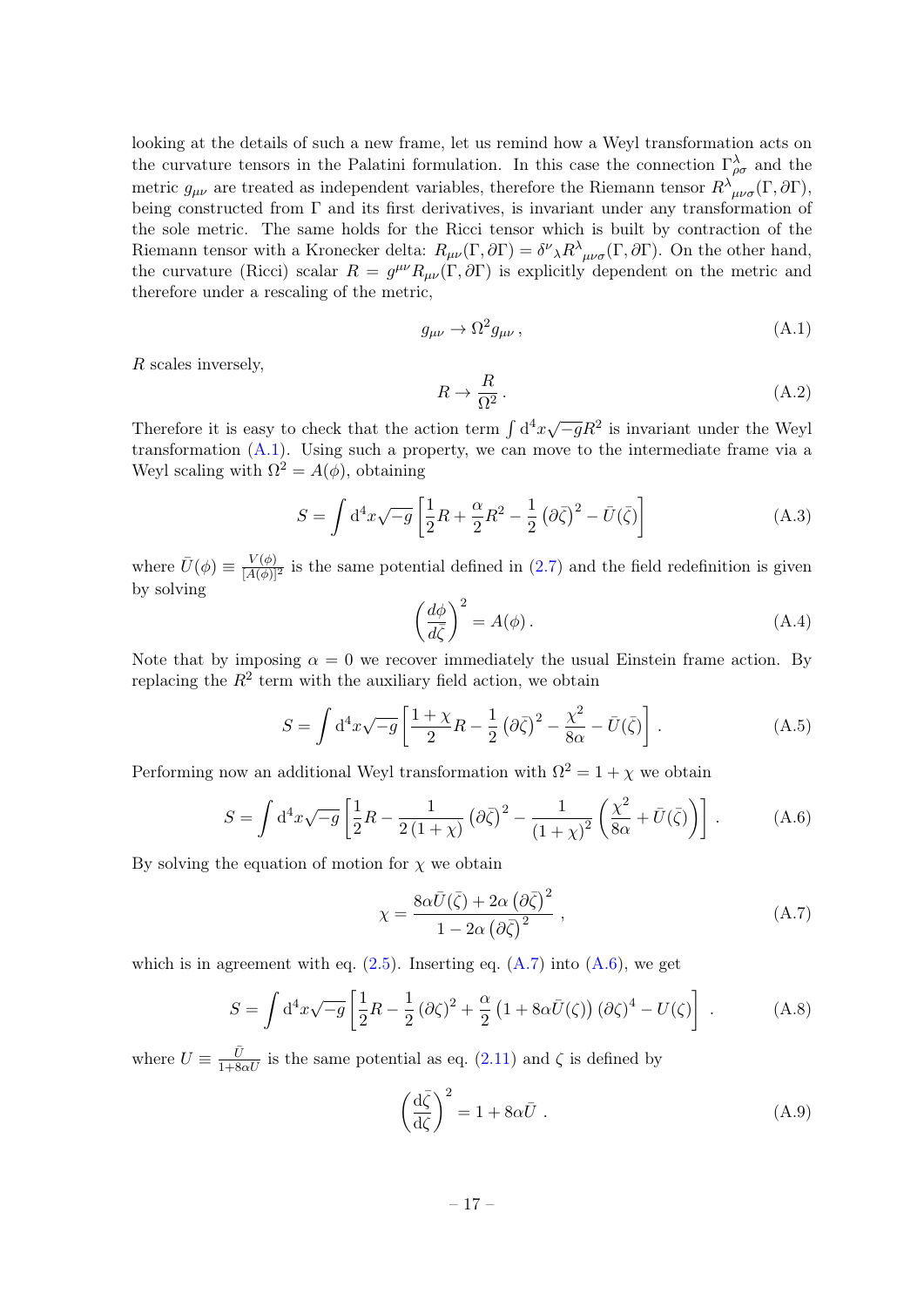looking at the details of such a new frame, let us remind how a Weyl transformation acts on the curvature tensors in the Palatini formulation. In this case the connection $\Gamma^\lambda_{\rho\sigma}$ and the metric $g_{\mu\nu}$ are treated as independent variables, therefore the Riemann tensor $R^\lambda{}_{\mu\nu\sigma}(\Gamma, \partial\Gamma)$, being constructed from $\Gamma$ and its first derivatives, is invariant under any transformation of the sole metric. The same holds for the Ricci tensor which is built by contraction of the Riemann tensor with a Kronecker delta: $R_{\mu\nu}(\Gamma, \partial\Gamma) = \delta^\nu{}_\lambda R^\lambda{}_{\mu\nu\sigma}(\Gamma, \partial\Gamma)$. On the other hand, the curvature (Ricci) scalar $R = g^{\mu\nu} R_{\mu\nu}(\Gamma, \partial\Gamma)$ is explicitly dependent on the metric and therefore under a rescaling of the metric,

$$
g_{\mu\nu} \to \Omega^2 g_{\mu\nu}\,, \tag{A.1}
$$

$R$ scales inversely,

$$
R \to \frac{R}{\Omega^2}\,. \tag{A.2}
$$

Therefore it is easy to check that the action term $\int \mathrm{d}^4x\sqrt{-g}R^2$ is invariant under the Weyl transformation (A.1). Using such a property, we can move to the intermediate frame via a Weyl scaling with $\Omega^2 = A(\phi)$, obtaining

$$
S = \int \mathrm{d}^4x\sqrt{-g}\left[\frac{1}{2}R + \frac{\alpha}{2}R^2 - \frac{1}{2}\left(\partial\bar{\zeta}\right)^2 - \bar{U}(\bar{\zeta})\right] \tag{A.3}
$$

where $\bar{U}(\phi) \equiv \frac{V(\phi)}{[A(\phi)]^2}$ is the same potential defined in (2.7) and the field redefinition is given by solving

$$
\left(\frac{d\phi}{d\bar{\zeta}}\right)^2 = A(\phi)\,. \tag{A.4}
$$

Note that by imposing $\alpha = 0$ we recover immediately the usual Einstein frame action. By replacing the $R^2$ term with the auxiliary field action, we obtain

$$
S = \int \mathrm{d}^4x\sqrt{-g}\left[\frac{1+\chi}{2}R - \frac{1}{2}\left(\partial\bar{\zeta}\right)^2 - \frac{\chi^2}{8\alpha} - \bar{U}(\bar{\zeta})\right]. \tag{A.5}
$$

Performing now an additional Weyl transformation with $\Omega^2 = 1+\chi$ we obtain

$$
S = \int \mathrm{d}^4x\sqrt{-g}\left[\frac{1}{2}R - \frac{1}{2(1+\chi)}\left(\partial\bar{\zeta}\right)^2 - \frac{1}{(1+\chi)^2}\left(\frac{\chi^2}{8\alpha} + \bar{U}(\bar{\zeta})\right)\right]. \tag{A.6}
$$

By solving the equation of motion for $\chi$ we obtain

$$
\chi = \frac{8\alpha\bar{U}(\bar{\zeta}) + 2\alpha\left(\partial\bar{\zeta}\right)^2}{1 - 2\alpha\left(\partial\bar{\zeta}\right)^2}\,, \tag{A.7}
$$

which is in agreement with eq. (2.5). Inserting eq. (A.7) into (A.6), we get

$$
S = \int \mathrm{d}^4x\sqrt{-g}\left[\frac{1}{2}R - \frac{1}{2}\left(\partial\zeta\right)^2 + \frac{\alpha}{2}\left(1 + 8\alpha\bar{U}(\zeta)\right)\left(\partial\zeta\right)^4 - U(\zeta)\right]. \tag{A.8}
$$

where $U \equiv \frac{\bar{U}}{1+8\alpha\bar{U}}$ is the same potential as eq. (2.11) and $\zeta$ is defined by

$$
\left(\frac{\mathrm{d}\bar{\zeta}}{\mathrm{d}\zeta}\right)^2 = 1 + 8\alpha\bar{U}\,. \tag{A.9}
$$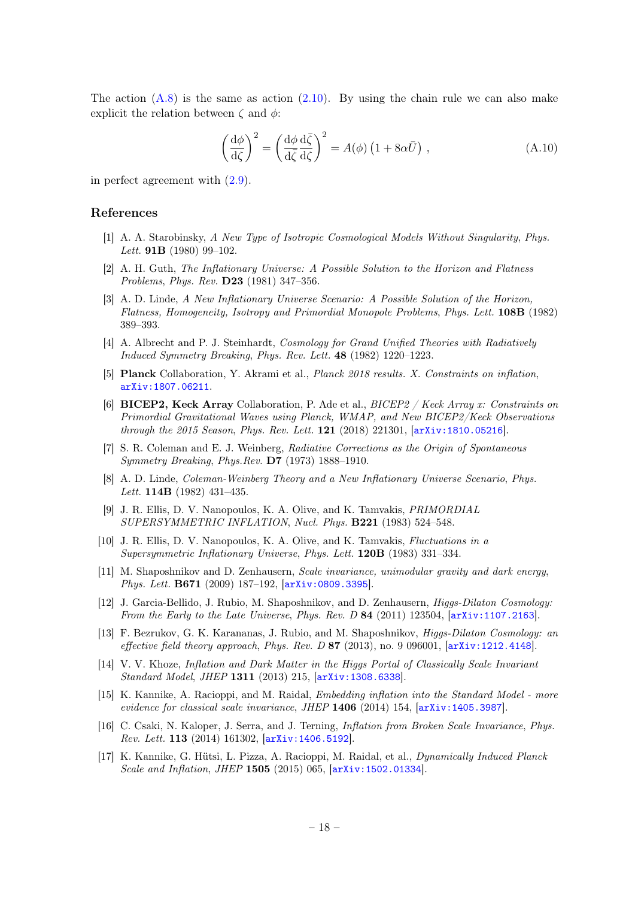The action (A.8) is the same as action (2.10). By using the chain rule we can also make explicit the relation between $\zeta$ and $\phi$:

$$\left(\frac{\mathrm{d}\phi}{\mathrm{d}\zeta}\right)^2 = \left(\frac{\mathrm{d}\phi}{\mathrm{d}\bar{\zeta}}\frac{\mathrm{d}\bar{\zeta}}{\mathrm{d}\zeta}\right)^2 = A(\phi)\left(1+8\alpha\bar{U}\right)\,, \tag{A.10}$$

in perfect agreement with (2.9).

## References

[1] A. A. Starobinsky, *A New Type of Isotropic Cosmological Models Without Singularity*, *Phys. Lett.* **91B** (1980) 99–102.

[2] A. H. Guth, *The Inflationary Universe: A Possible Solution to the Horizon and Flatness Problems*, *Phys. Rev.* **D23** (1981) 347–356.

[3] A. D. Linde, *A New Inflationary Universe Scenario: A Possible Solution of the Horizon, Flatness, Homogeneity, Isotropy and Primordial Monopole Problems*, *Phys. Lett.* **108B** (1982) 389–393.

[4] A. Albrecht and P. J. Steinhardt, *Cosmology for Grand Unified Theories with Radiatively Induced Symmetry Breaking*, *Phys. Rev. Lett.* **48** (1982) 1220–1223.

[5] **Planck** Collaboration, Y. Akrami et al., *Planck 2018 results. X. Constraints on inflation*, arXiv:1807.06211.

[6] **BICEP2, Keck Array** Collaboration, P. Ade et al., *BICEP2 / Keck Array x: Constraints on Primordial Gravitational Waves using Planck, WMAP, and New BICEP2/Keck Observations through the 2015 Season*, *Phys. Rev. Lett.* **121** (2018) 221301, [arXiv:1810.05216].

[7] S. R. Coleman and E. J. Weinberg, *Radiative Corrections as the Origin of Spontaneous Symmetry Breaking*, *Phys.Rev.* **D7** (1973) 1888–1910.

[8] A. D. Linde, *Coleman-Weinberg Theory and a New Inflationary Universe Scenario*, *Phys. Lett.* **114B** (1982) 431–435.

[9] J. R. Ellis, D. V. Nanopoulos, K. A. Olive, and K. Tamvakis, *PRIMORDIAL SUPERSYMMETRIC INFLATION*, *Nucl. Phys.* **B221** (1983) 524–548.

[10] J. R. Ellis, D. V. Nanopoulos, K. A. Olive, and K. Tamvakis, *Fluctuations in a Supersymmetric Inflationary Universe*, *Phys. Lett.* **120B** (1983) 331–334.

[11] M. Shaposhnikov and D. Zenhausern, *Scale invariance, unimodular gravity and dark energy*, *Phys. Lett.* **B671** (2009) 187–192, [arXiv:0809.3395].

[12] J. Garcia-Bellido, J. Rubio, M. Shaposhnikov, and D. Zenhausern, *Higgs-Dilaton Cosmology: From the Early to the Late Universe*, *Phys. Rev. D* **84** (2011) 123504, [arXiv:1107.2163].

[13] F. Bezrukov, G. K. Karananas, J. Rubio, and M. Shaposhnikov, *Higgs-Dilaton Cosmology: an effective field theory approach*, *Phys. Rev. D* **87** (2013), no. 9 096001, [arXiv:1212.4148].

[14] V. V. Khoze, *Inflation and Dark Matter in the Higgs Portal of Classically Scale Invariant Standard Model*, *JHEP* **1311** (2013) 215, [arXiv:1308.6338].

[15] K. Kannike, A. Racioppi, and M. Raidal, *Embedding inflation into the Standard Model - more evidence for classical scale invariance*, *JHEP* **1406** (2014) 154, [arXiv:1405.3987].

[16] C. Csaki, N. Kaloper, J. Serra, and J. Terning, *Inflation from Broken Scale Invariance*, *Phys. Rev. Lett.* **113** (2014) 161302, [arXiv:1406.5192].

[17] K. Kannike, G. Hütsi, L. Pizza, A. Racioppi, M. Raidal, et al., *Dynamically Induced Planck Scale and Inflation*, *JHEP* **1505** (2015) 065, [arXiv:1502.01334].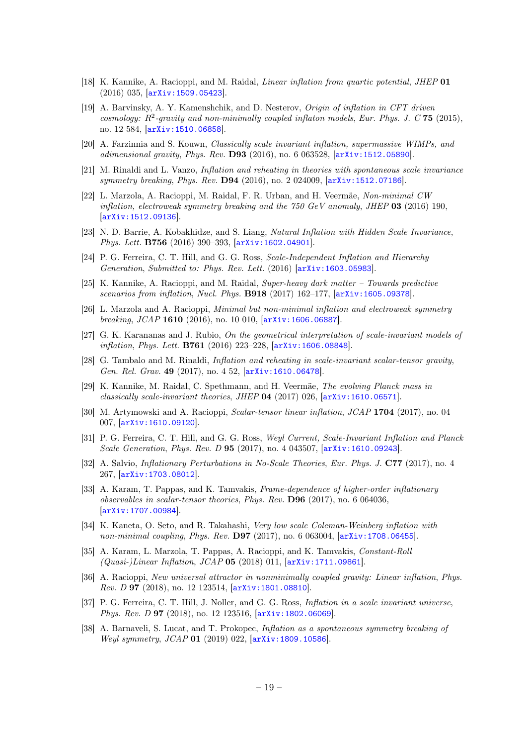[18] K. Kannike, A. Racioppi, and M. Raidal, *Linear inflation from quartic potential*, *JHEP* **01** (2016) 035, [arXiv:1509.05423].

[19] A. Barvinsky, A. Y. Kamenshchik, and D. Nesterov, *Origin of inflation in CFT driven cosmology: $R^2$-gravity and non-minimally coupled inflaton models*, *Eur. Phys. J. C* **75** (2015), no. 12 584, [arXiv:1510.06858].

[20] A. Farzinnia and S. Kouwn, *Classically scale invariant inflation, supermassive WIMPs, and adimensional gravity*, *Phys. Rev.* **D93** (2016), no. 6 063528, [arXiv:1512.05890].

[21] M. Rinaldi and L. Vanzo, *Inflation and reheating in theories with spontaneous scale invariance symmetry breaking*, *Phys. Rev.* **D94** (2016), no. 2 024009, [arXiv:1512.07186].

[22] L. Marzola, A. Racioppi, M. Raidal, F. R. Urban, and H. Veermäe, *Non-minimal CW inflation, electroweak symmetry breaking and the 750 GeV anomaly*, *JHEP* **03** (2016) 190, [arXiv:1512.09136].

[23] N. D. Barrie, A. Kobakhidze, and S. Liang, *Natural Inflation with Hidden Scale Invariance*, *Phys. Lett.* **B756** (2016) 390–393, [arXiv:1602.04901].

[24] P. G. Ferreira, C. T. Hill, and G. G. Ross, *Scale-Independent Inflation and Hierarchy Generation*, *Submitted to: Phys. Rev. Lett.* (2016) [arXiv:1603.05983].

[25] K. Kannike, A. Racioppi, and M. Raidal, *Super-heavy dark matter – Towards predictive scenarios from inflation*, *Nucl. Phys.* **B918** (2017) 162–177, [arXiv:1605.09378].

[26] L. Marzola and A. Racioppi, *Minimal but non-minimal inflation and electroweak symmetry breaking*, *JCAP* **1610** (2016), no. 10 010, [arXiv:1606.06887].

[27] G. K. Karananas and J. Rubio, *On the geometrical interpretation of scale-invariant models of inflation*, *Phys. Lett.* **B761** (2016) 223–228, [arXiv:1606.08848].

[28] G. Tambalo and M. Rinaldi, *Inflation and reheating in scale-invariant scalar-tensor gravity*, *Gen. Rel. Grav.* **49** (2017), no. 4 52, [arXiv:1610.06478].

[29] K. Kannike, M. Raidal, C. Spethmann, and H. Veermäe, *The evolving Planck mass in classically scale-invariant theories*, *JHEP* **04** (2017) 026, [arXiv:1610.06571].

[30] M. Artymowski and A. Racioppi, *Scalar-tensor linear inflation*, *JCAP* **1704** (2017), no. 04 007, [arXiv:1610.09120].

[31] P. G. Ferreira, C. T. Hill, and G. G. Ross, *Weyl Current, Scale-Invariant Inflation and Planck Scale Generation*, *Phys. Rev. D* **95** (2017), no. 4 043507, [arXiv:1610.09243].

[32] A. Salvio, *Inflationary Perturbations in No-Scale Theories*, *Eur. Phys. J.* **C77** (2017), no. 4 267, [arXiv:1703.08012].

[33] A. Karam, T. Pappas, and K. Tamvakis, *Frame-dependence of higher-order inflationary observables in scalar-tensor theories*, *Phys. Rev.* **D96** (2017), no. 6 064036, [arXiv:1707.00984].

[34] K. Kaneta, O. Seto, and R. Takahashi, *Very low scale Coleman-Weinberg inflation with non-minimal coupling*, *Phys. Rev.* **D97** (2017), no. 6 063004, [arXiv:1708.06455].

[35] A. Karam, L. Marzola, T. Pappas, A. Racioppi, and K. Tamvakis, *Constant-Roll (Quasi-)Linear Inflation*, *JCAP* **05** (2018) 011, [arXiv:1711.09861].

[36] A. Racioppi, *New universal attractor in nonminimally coupled gravity: Linear inflation*, *Phys. Rev. D* **97** (2018), no. 12 123514, [arXiv:1801.08810].

[37] P. G. Ferreira, C. T. Hill, J. Noller, and G. G. Ross, *Inflation in a scale invariant universe*, *Phys. Rev. D* **97** (2018), no. 12 123516, [arXiv:1802.06069].

[38] A. Barnaveli, S. Lucat, and T. Prokopec, *Inflation as a spontaneous symmetry breaking of Weyl symmetry*, *JCAP* **01** (2019) 022, [arXiv:1809.10586].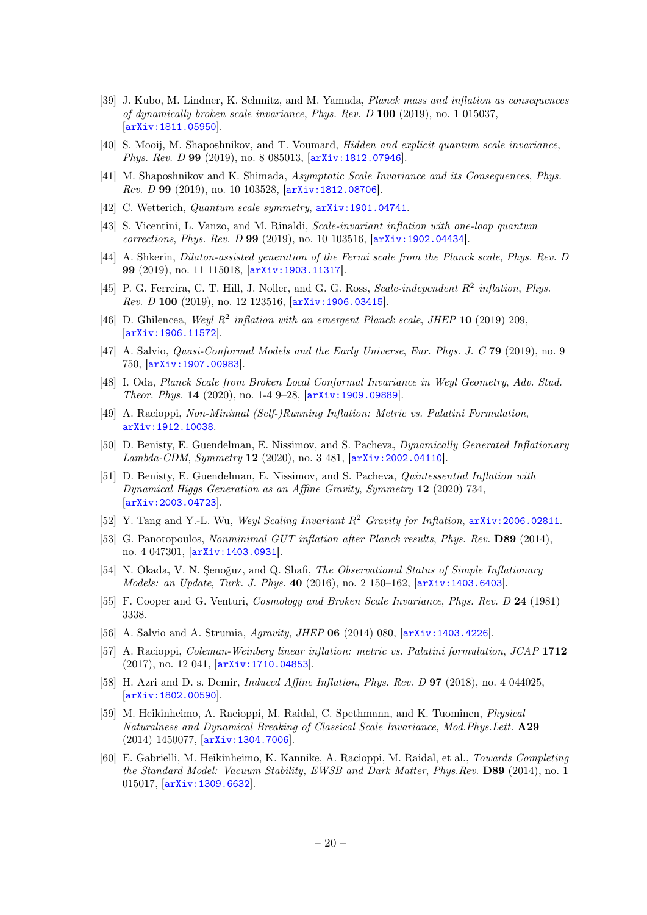[39] J. Kubo, M. Lindner, K. Schmitz, and M. Yamada, *Planck mass and inflation as consequences of dynamically broken scale invariance*, *Phys. Rev. D* **100** (2019), no. 1 015037, [arXiv:1811.05950].

[40] S. Mooij, M. Shaposhnikov, and T. Voumard, *Hidden and explicit quantum scale invariance*, *Phys. Rev. D* **99** (2019), no. 8 085013, [arXiv:1812.07946].

[41] M. Shaposhnikov and K. Shimada, *Asymptotic Scale Invariance and its Consequences*, *Phys. Rev. D* **99** (2019), no. 10 103528, [arXiv:1812.08706].

[42] C. Wetterich, *Quantum scale symmetry*, arXiv:1901.04741.

[43] S. Vicentini, L. Vanzo, and M. Rinaldi, *Scale-invariant inflation with one-loop quantum corrections*, *Phys. Rev. D* **99** (2019), no. 10 103516, [arXiv:1902.04434].

[44] A. Shkerin, *Dilaton-assisted generation of the Fermi scale from the Planck scale*, *Phys. Rev. D* **99** (2019), no. 11 115018, [arXiv:1903.11317].

[45] P. G. Ferreira, C. T. Hill, J. Noller, and G. G. Ross, *Scale-independent $R^2$ inflation*, *Phys. Rev. D* **100** (2019), no. 12 123516, [arXiv:1906.03415].

[46] D. Ghilencea, *Weyl $R^2$ inflation with an emergent Planck scale*, *JHEP* **10** (2019) 209, [arXiv:1906.11572].

[47] A. Salvio, *Quasi-Conformal Models and the Early Universe*, *Eur. Phys. J. C* **79** (2019), no. 9 750, [arXiv:1907.00983].

[48] I. Oda, *Planck Scale from Broken Local Conformal Invariance in Weyl Geometry*, *Adv. Stud. Theor. Phys.* **14** (2020), no. 1-4 9–28, [arXiv:1909.09889].

[49] A. Racioppi, *Non-Minimal (Self-)Running Inflation: Metric vs. Palatini Formulation*, arXiv:1912.10038.

[50] D. Benisty, E. Guendelman, E. Nissimov, and S. Pacheva, *Dynamically Generated Inflationary Lambda-CDM*, *Symmetry* **12** (2020), no. 3 481, [arXiv:2002.04110].

[51] D. Benisty, E. Guendelman, E. Nissimov, and S. Pacheva, *Quintessential Inflation with Dynamical Higgs Generation as an Affine Gravity*, *Symmetry* **12** (2020) 734, [arXiv:2003.04723].

[52] Y. Tang and Y.-L. Wu, *Weyl Scaling Invariant $R^2$ Gravity for Inflation*, arXiv:2006.02811.

[53] G. Panotopoulos, *Nonminimal GUT inflation after Planck results*, *Phys. Rev.* **D89** (2014), no. 4 047301, [arXiv:1403.0931].

[54] N. Okada, V. N. Şenoğuz, and Q. Shafi, *The Observational Status of Simple Inflationary Models: an Update*, *Turk. J. Phys.* **40** (2016), no. 2 150–162, [arXiv:1403.6403].

[55] F. Cooper and G. Venturi, *Cosmology and Broken Scale Invariance*, *Phys. Rev. D* **24** (1981) 3338.

[56] A. Salvio and A. Strumia, *Agravity*, *JHEP* **06** (2014) 080, [arXiv:1403.4226].

[57] A. Racioppi, *Coleman-Weinberg linear inflation: metric vs. Palatini formulation*, *JCAP* **1712** (2017), no. 12 041, [arXiv:1710.04853].

[58] H. Azri and D. s. Demir, *Induced Affine Inflation*, *Phys. Rev. D* **97** (2018), no. 4 044025, [arXiv:1802.00590].

[59] M. Heikinheimo, A. Racioppi, M. Raidal, C. Spethmann, and K. Tuominen, *Physical Naturalness and Dynamical Breaking of Classical Scale Invariance*, *Mod.Phys.Lett.* **A29** (2014) 1450077, [arXiv:1304.7006].

[60] E. Gabrielli, M. Heikinheimo, K. Kannike, A. Racioppi, M. Raidal, et al., *Towards Completing the Standard Model: Vacuum Stability, EWSB and Dark Matter*, *Phys.Rev.* **D89** (2014), no. 1 015017, [arXiv:1309.6632].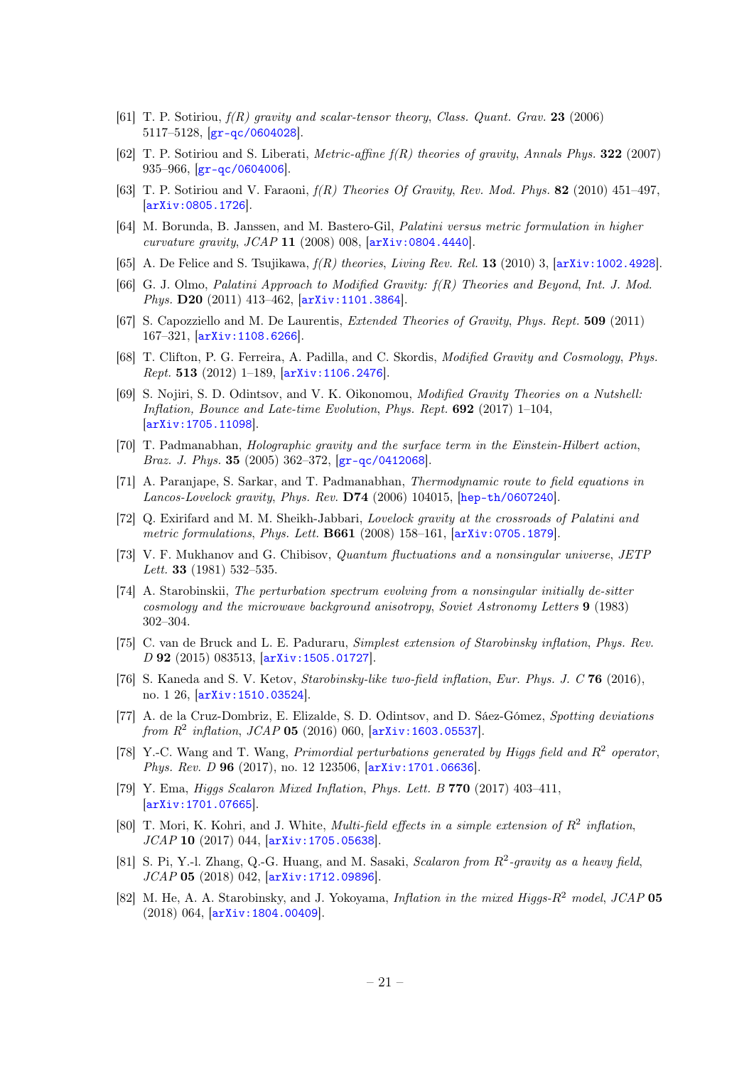[61] T. P. Sotiriou, *f(R) gravity and scalar-tensor theory*, *Class. Quant. Grav.* **23** (2006) 5117–5128, [gr-qc/0604028].

[62] T. P. Sotiriou and S. Liberati, *Metric-affine f(R) theories of gravity*, *Annals Phys.* **322** (2007) 935–966, [gr-qc/0604006].

[63] T. P. Sotiriou and V. Faraoni, *f(R) Theories Of Gravity*, *Rev. Mod. Phys.* **82** (2010) 451–497, [arXiv:0805.1726].

[64] M. Borunda, B. Janssen, and M. Bastero-Gil, *Palatini versus metric formulation in higher curvature gravity*, *JCAP* **11** (2008) 008, [arXiv:0804.4440].

[65] A. De Felice and S. Tsujikawa, *f(R) theories*, *Living Rev. Rel.* **13** (2010) 3, [arXiv:1002.4928].

[66] G. J. Olmo, *Palatini Approach to Modified Gravity: f(R) Theories and Beyond*, *Int. J. Mod. Phys.* **D20** (2011) 413–462, [arXiv:1101.3864].

[67] S. Capozziello and M. De Laurentis, *Extended Theories of Gravity*, *Phys. Rept.* **509** (2011) 167–321, [arXiv:1108.6266].

[68] T. Clifton, P. G. Ferreira, A. Padilla, and C. Skordis, *Modified Gravity and Cosmology*, *Phys. Rept.* **513** (2012) 1–189, [arXiv:1106.2476].

[69] S. Nojiri, S. D. Odintsov, and V. K. Oikonomou, *Modified Gravity Theories on a Nutshell: Inflation, Bounce and Late-time Evolution*, *Phys. Rept.* **692** (2017) 1–104, [arXiv:1705.11098].

[70] T. Padmanabhan, *Holographic gravity and the surface term in the Einstein-Hilbert action*, *Braz. J. Phys.* **35** (2005) 362–372, [gr-qc/0412068].

[71] A. Paranjape, S. Sarkar, and T. Padmanabhan, *Thermodynamic route to field equations in Lancos-Lovelock gravity*, *Phys. Rev.* **D74** (2006) 104015, [hep-th/0607240].

[72] Q. Exirifard and M. M. Sheikh-Jabbari, *Lovelock gravity at the crossroads of Palatini and metric formulations*, *Phys. Lett.* **B661** (2008) 158–161, [arXiv:0705.1879].

[73] V. F. Mukhanov and G. Chibisov, *Quantum fluctuations and a nonsingular universe*, *JETP Lett.* **33** (1981) 532–535.

[74] A. Starobinskii, *The perturbation spectrum evolving from a nonsingular initially de-sitter cosmology and the microwave background anisotropy*, *Soviet Astronomy Letters* **9** (1983) 302–304.

[75] C. van de Bruck and L. E. Paduraru, *Simplest extension of Starobinsky inflation*, *Phys. Rev. D* **92** (2015) 083513, [arXiv:1505.01727].

[76] S. Kaneda and S. V. Ketov, *Starobinsky-like two-field inflation*, *Eur. Phys. J. C* **76** (2016), no. 1 26, [arXiv:1510.03524].

[77] A. de la Cruz-Dombriz, E. Elizalde, S. D. Odintsov, and D. Sáez-Gómez, *Spotting deviations from $R^2$ inflation*, *JCAP* **05** (2016) 060, [arXiv:1603.05537].

[78] Y.-C. Wang and T. Wang, *Primordial perturbations generated by Higgs field and $R^2$ operator*, *Phys. Rev. D* **96** (2017), no. 12 123506, [arXiv:1701.06636].

[79] Y. Ema, *Higgs Scalaron Mixed Inflation*, *Phys. Lett. B* **770** (2017) 403–411, [arXiv:1701.07665].

[80] T. Mori, K. Kohri, and J. White, *Multi-field effects in a simple extension of $R^2$ inflation*, *JCAP* **10** (2017) 044, [arXiv:1705.05638].

[81] S. Pi, Y.-l. Zhang, Q.-G. Huang, and M. Sasaki, *Scalaron from $R^2$-gravity as a heavy field*, *JCAP* **05** (2018) 042, [arXiv:1712.09896].

[82] M. He, A. A. Starobinsky, and J. Yokoyama, *Inflation in the mixed Higgs-$R^2$ model*, *JCAP* **05** (2018) 064, [arXiv:1804.00409].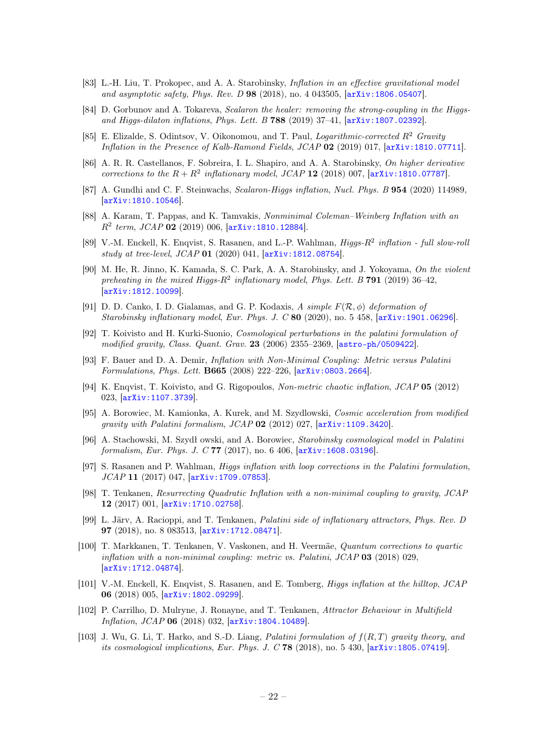[83] L.-H. Liu, T. Prokopec, and A. A. Starobinsky, *Inflation in an effective gravitational model and asymptotic safety*, *Phys. Rev. D* **98** (2018), no. 4 043505, [arXiv:1806.05407].

[84] D. Gorbunov and A. Tokareva, *Scalaron the healer: removing the strong-coupling in the Higgs- and Higgs-dilaton inflations*, *Phys. Lett. B* **788** (2019) 37–41, [arXiv:1807.02392].

[85] E. Elizalde, S. Odintsov, V. Oikonomou, and T. Paul, *Logarithmic-corrected $R^2$ Gravity Inflation in the Presence of Kalb-Ramond Fields*, *JCAP* **02** (2019) 017, [arXiv:1810.07711].

[86] A. R. R. Castellanos, F. Sobreira, I. L. Shapiro, and A. A. Starobinsky, *On higher derivative corrections to the $R + R^2$ inflationary model*, *JCAP* **12** (2018) 007, [arXiv:1810.07787].

[87] A. Gundhi and C. F. Steinwachs, *Scalaron-Higgs inflation*, *Nucl. Phys. B* **954** (2020) 114989, [arXiv:1810.10546].

[88] A. Karam, T. Pappas, and K. Tamvakis, *Nonminimal Coleman–Weinberg Inflation with an $R^2$ term*, *JCAP* **02** (2019) 006, [arXiv:1810.12884].

[89] V.-M. Enckell, K. Enqvist, S. Rasanen, and L.-P. Wahlman, *Higgs-$R^2$ inflation - full slow-roll study at tree-level*, *JCAP* **01** (2020) 041, [arXiv:1812.08754].

[90] M. He, R. Jinno, K. Kamada, S. C. Park, A. A. Starobinsky, and J. Yokoyama, *On the violent preheating in the mixed Higgs-$R^2$ inflationary model*, *Phys. Lett. B* **791** (2019) 36–42, [arXiv:1812.10099].

[91] D. D. Canko, I. D. Gialamas, and G. P. Kodaxis, *A simple $F(\mathcal{R}, \phi)$ deformation of Starobinsky inflationary model*, *Eur. Phys. J. C* **80** (2020), no. 5 458, [arXiv:1901.06296].

[92] T. Koivisto and H. Kurki-Suonio, *Cosmological perturbations in the palatini formulation of modified gravity*, *Class. Quant. Grav.* **23** (2006) 2355–2369, [astro-ph/0509422].

[93] F. Bauer and D. A. Demir, *Inflation with Non-Minimal Coupling: Metric versus Palatini Formulations*, *Phys. Lett.* **B665** (2008) 222–226, [arXiv:0803.2664].

[94] K. Enqvist, T. Koivisto, and G. Rigopoulos, *Non-metric chaotic inflation*, *JCAP* **05** (2012) 023, [arXiv:1107.3739].

[95] A. Borowiec, M. Kamionka, A. Kurek, and M. Szydlowski, *Cosmic acceleration from modified gravity with Palatini formalism*, *JCAP* **02** (2012) 027, [arXiv:1109.3420].

[96] A. Stachowski, M. Szydł owski, and A. Borowiec, *Starobinsky cosmological model in Palatini formalism*, *Eur. Phys. J. C* **77** (2017), no. 6 406, [arXiv:1608.03196].

[97] S. Rasanen and P. Wahlman, *Higgs inflation with loop corrections in the Palatini formulation*, *JCAP* **11** (2017) 047, [arXiv:1709.07853].

[98] T. Tenkanen, *Resurrecting Quadratic Inflation with a non-minimal coupling to gravity*, *JCAP* **12** (2017) 001, [arXiv:1710.02758].

[99] L. Järv, A. Racioppi, and T. Tenkanen, *Palatini side of inflationary attractors*, *Phys. Rev. D* **97** (2018), no. 8 083513, [arXiv:1712.08471].

[100] T. Markkanen, T. Tenkanen, V. Vaskonen, and H. Veermäe, *Quantum corrections to quartic inflation with a non-minimal coupling: metric vs. Palatini*, *JCAP* **03** (2018) 029, [arXiv:1712.04874].

[101] V.-M. Enckell, K. Enqvist, S. Rasanen, and E. Tomberg, *Higgs inflation at the hilltop*, *JCAP* **06** (2018) 005, [arXiv:1802.09299].

[102] P. Carrilho, D. Mulryne, J. Ronayne, and T. Tenkanen, *Attractor Behaviour in Multifield Inflation*, *JCAP* **06** (2018) 032, [arXiv:1804.10489].

[103] J. Wu, G. Li, T. Harko, and S.-D. Liang, *Palatini formulation of $f(R, T)$ gravity theory, and its cosmological implications*, *Eur. Phys. J. C* **78** (2018), no. 5 430, [arXiv:1805.07419].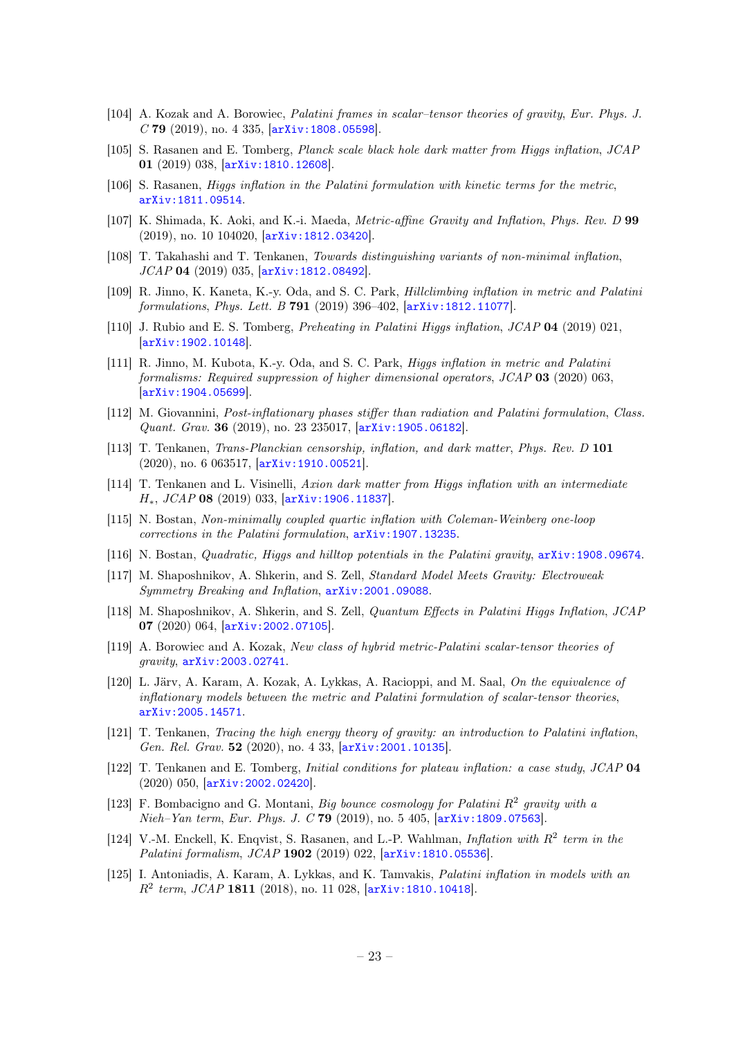[104] A. Kozak and A. Borowiec, *Palatini frames in scalar–tensor theories of gravity*, *Eur. Phys. J. C* **79** (2019), no. 4 335, [arXiv:1808.05598].

[105] S. Rasanen and E. Tomberg, *Planck scale black hole dark matter from Higgs inflation*, *JCAP* **01** (2019) 038, [arXiv:1810.12608].

[106] S. Rasanen, *Higgs inflation in the Palatini formulation with kinetic terms for the metric*, arXiv:1811.09514.

[107] K. Shimada, K. Aoki, and K.-i. Maeda, *Metric-affine Gravity and Inflation*, *Phys. Rev. D* **99** (2019), no. 10 104020, [arXiv:1812.03420].

[108] T. Takahashi and T. Tenkanen, *Towards distinguishing variants of non-minimal inflation*, *JCAP* **04** (2019) 035, [arXiv:1812.08492].

[109] R. Jinno, K. Kaneta, K.-y. Oda, and S. C. Park, *Hillclimbing inflation in metric and Palatini formulations*, *Phys. Lett. B* **791** (2019) 396–402, [arXiv:1812.11077].

[110] J. Rubio and E. S. Tomberg, *Preheating in Palatini Higgs inflation*, *JCAP* **04** (2019) 021, [arXiv:1902.10148].

[111] R. Jinno, M. Kubota, K.-y. Oda, and S. C. Park, *Higgs inflation in metric and Palatini formalisms: Required suppression of higher dimensional operators*, *JCAP* **03** (2020) 063, [arXiv:1904.05699].

[112] M. Giovannini, *Post-inflationary phases stiffer than radiation and Palatini formulation*, *Class. Quant. Grav.* **36** (2019), no. 23 235017, [arXiv:1905.06182].

[113] T. Tenkanen, *Trans-Planckian censorship, inflation, and dark matter*, *Phys. Rev. D* **101** (2020), no. 6 063517, [arXiv:1910.00521].

[114] T. Tenkanen and L. Visinelli, *Axion dark matter from Higgs inflation with an intermediate* $H_*$, *JCAP* **08** (2019) 033, [arXiv:1906.11837].

[115] N. Bostan, *Non-minimally coupled quartic inflation with Coleman-Weinberg one-loop corrections in the Palatini formulation*, arXiv:1907.13235.

[116] N. Bostan, *Quadratic, Higgs and hilltop potentials in the Palatini gravity*, arXiv:1908.09674.

[117] M. Shaposhnikov, A. Shkerin, and S. Zell, *Standard Model Meets Gravity: Electroweak Symmetry Breaking and Inflation*, arXiv:2001.09088.

[118] M. Shaposhnikov, A. Shkerin, and S. Zell, *Quantum Effects in Palatini Higgs Inflation*, *JCAP* **07** (2020) 064, [arXiv:2002.07105].

[119] A. Borowiec and A. Kozak, *New class of hybrid metric-Palatini scalar-tensor theories of gravity*, arXiv:2003.02741.

[120] L. Järv, A. Karam, A. Kozak, A. Lykkas, A. Racioppi, and M. Saal, *On the equivalence of inflationary models between the metric and Palatini formulation of scalar-tensor theories*, arXiv:2005.14571.

[121] T. Tenkanen, *Tracing the high energy theory of gravity: an introduction to Palatini inflation*, *Gen. Rel. Grav.* **52** (2020), no. 4 33, [arXiv:2001.10135].

[122] T. Tenkanen and E. Tomberg, *Initial conditions for plateau inflation: a case study*, *JCAP* **04** (2020) 050, [arXiv:2002.02420].

[123] F. Bombacigno and G. Montani, *Big bounce cosmology for Palatini* $R^2$ *gravity with a Nieh–Yan term*, *Eur. Phys. J. C* **79** (2019), no. 5 405, [arXiv:1809.07563].

[124] V.-M. Enckell, K. Enqvist, S. Rasanen, and L.-P. Wahlman, *Inflation with* $R^2$ *term in the Palatini formalism*, *JCAP* **1902** (2019) 022, [arXiv:1810.05536].

[125] I. Antoniadis, A. Karam, A. Lykkas, and K. Tamvakis, *Palatini inflation in models with an* $R^2$ *term*, *JCAP* **1811** (2018), no. 11 028, [arXiv:1810.10418].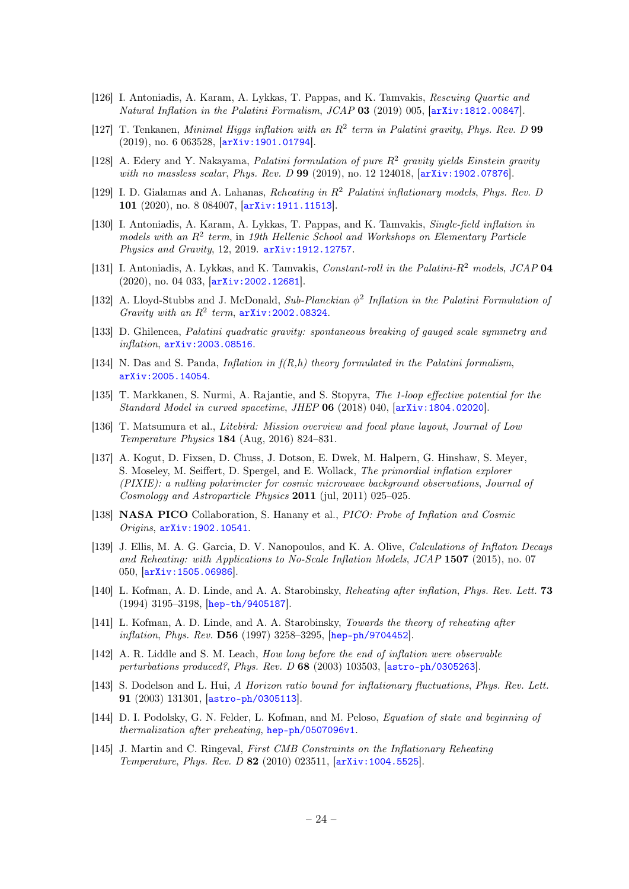- [126] I. Antoniadis, A. Karam, A. Lykkas, T. Pappas, and K. Tamvakis, *Rescuing Quartic and Natural Inflation in the Palatini Formalism*, *JCAP* **03** (2019) 005, [arXiv:1812.00847].
- [127] T. Tenkanen, *Minimal Higgs inflation with an $R^2$ term in Palatini gravity*, *Phys. Rev. D* **99** (2019), no. 6 063528, [arXiv:1901.01794].
- [128] A. Edery and Y. Nakayama, *Palatini formulation of pure $R^2$ gravity yields Einstein gravity with no massless scalar*, *Phys. Rev. D* **99** (2019), no. 12 124018, [arXiv:1902.07876].
- [129] I. D. Gialamas and A. Lahanas, *Reheating in $R^2$ Palatini inflationary models*, *Phys. Rev. D* **101** (2020), no. 8 084007, [arXiv:1911.11513].
- [130] I. Antoniadis, A. Karam, A. Lykkas, T. Pappas, and K. Tamvakis, *Single-field inflation in models with an $R^2$ term*, in *19th Hellenic School and Workshops on Elementary Particle Physics and Gravity*, 12, 2019. arXiv:1912.12757.
- [131] I. Antoniadis, A. Lykkas, and K. Tamvakis, *Constant-roll in the Palatini-$R^2$ models*, *JCAP* **04** (2020), no. 04 033, [arXiv:2002.12681].
- [132] A. Lloyd-Stubbs and J. McDonald, *Sub-Planckian $\phi^2$ Inflation in the Palatini Formulation of Gravity with an $R^2$ term*, arXiv:2002.08324.
- [133] D. Ghilencea, *Palatini quadratic gravity: spontaneous breaking of gauged scale symmetry and inflation*, arXiv:2003.08516.
- [134] N. Das and S. Panda, *Inflation in f(R,h) theory formulated in the Palatini formalism*, arXiv:2005.14054.
- [135] T. Markkanen, S. Nurmi, A. Rajantie, and S. Stopyra, *The 1-loop effective potential for the Standard Model in curved spacetime*, *JHEP* **06** (2018) 040, [arXiv:1804.02020].
- [136] T. Matsumura et al., *Litebird: Mission overview and focal plane layout*, *Journal of Low Temperature Physics* **184** (Aug, 2016) 824–831.
- [137] A. Kogut, D. Fixsen, D. Chuss, J. Dotson, E. Dwek, M. Halpern, G. Hinshaw, S. Meyer, S. Moseley, M. Seiffert, D. Spergel, and E. Wollack, *The primordial inflation explorer (PIXIE): a nulling polarimeter for cosmic microwave background observations*, *Journal of Cosmology and Astroparticle Physics* **2011** (jul, 2011) 025–025.
- [138] **NASA PICO** Collaboration, S. Hanany et al., *PICO: Probe of Inflation and Cosmic Origins*, arXiv:1902.10541.
- [139] J. Ellis, M. A. G. Garcia, D. V. Nanopoulos, and K. A. Olive, *Calculations of Inflaton Decays and Reheating: with Applications to No-Scale Inflation Models*, *JCAP* **1507** (2015), no. 07 050, [arXiv:1505.06986].
- [140] L. Kofman, A. D. Linde, and A. A. Starobinsky, *Reheating after inflation*, *Phys. Rev. Lett.* **73** (1994) 3195–3198, [hep-th/9405187].
- [141] L. Kofman, A. D. Linde, and A. A. Starobinsky, *Towards the theory of reheating after inflation*, *Phys. Rev.* **D56** (1997) 3258–3295, [hep-ph/9704452].
- [142] A. R. Liddle and S. M. Leach, *How long before the end of inflation were observable perturbations produced?*, *Phys. Rev. D* **68** (2003) 103503, [astro-ph/0305263].
- [143] S. Dodelson and L. Hui, *A Horizon ratio bound for inflationary fluctuations*, *Phys. Rev. Lett.* **91** (2003) 131301, [astro-ph/0305113].
- [144] D. I. Podolsky, G. N. Felder, L. Kofman, and M. Peloso, *Equation of state and beginning of thermalization after preheating*, hep-ph/0507096v1.
- [145] J. Martin and C. Ringeval, *First CMB Constraints on the Inflationary Reheating Temperature*, *Phys. Rev. D* **82** (2010) 023511, [arXiv:1004.5525].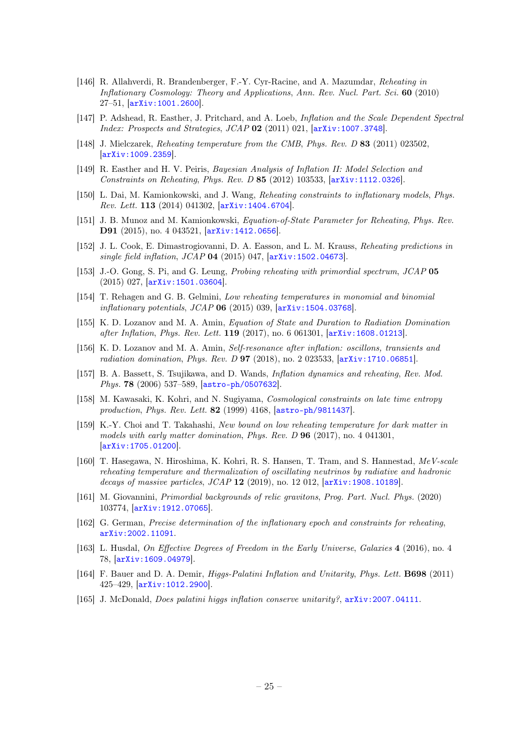[146] R. Allahverdi, R. Brandenberger, F.-Y. Cyr-Racine, and A. Mazumdar, *Reheating in Inflationary Cosmology: Theory and Applications*, *Ann. Rev. Nucl. Part. Sci.* **60** (2010) 27–51, [arXiv:1001.2600].

[147] P. Adshead, R. Easther, J. Pritchard, and A. Loeb, *Inflation and the Scale Dependent Spectral Index: Prospects and Strategies*, *JCAP* **02** (2011) 021, [arXiv:1007.3748].

[148] J. Mielczarek, *Reheating temperature from the CMB*, *Phys. Rev. D* **83** (2011) 023502, [arXiv:1009.2359].

[149] R. Easther and H. V. Peiris, *Bayesian Analysis of Inflation II: Model Selection and Constraints on Reheating*, *Phys. Rev. D* **85** (2012) 103533, [arXiv:1112.0326].

[150] L. Dai, M. Kamionkowski, and J. Wang, *Reheating constraints to inflationary models*, *Phys. Rev. Lett.* **113** (2014) 041302, [arXiv:1404.6704].

[151] J. B. Munoz and M. Kamionkowski, *Equation-of-State Parameter for Reheating*, *Phys. Rev.* **D91** (2015), no. 4 043521, [arXiv:1412.0656].

[152] J. L. Cook, E. Dimastrogiovanni, D. A. Easson, and L. M. Krauss, *Reheating predictions in single field inflation*, *JCAP* **04** (2015) 047, [arXiv:1502.04673].

[153] J.-O. Gong, S. Pi, and G. Leung, *Probing reheating with primordial spectrum*, *JCAP* **05** (2015) 027, [arXiv:1501.03604].

[154] T. Rehagen and G. B. Gelmini, *Low reheating temperatures in monomial and binomial inflationary potentials*, *JCAP* **06** (2015) 039, [arXiv:1504.03768].

[155] K. D. Lozanov and M. A. Amin, *Equation of State and Duration to Radiation Domination after Inflation*, *Phys. Rev. Lett.* **119** (2017), no. 6 061301, [arXiv:1608.01213].

[156] K. D. Lozanov and M. A. Amin, *Self-resonance after inflation: oscillons, transients and radiation domination*, *Phys. Rev. D* **97** (2018), no. 2 023533, [arXiv:1710.06851].

[157] B. A. Bassett, S. Tsujikawa, and D. Wands, *Inflation dynamics and reheating*, *Rev. Mod. Phys.* **78** (2006) 537–589, [astro-ph/0507632].

[158] M. Kawasaki, K. Kohri, and N. Sugiyama, *Cosmological constraints on late time entropy production*, *Phys. Rev. Lett.* **82** (1999) 4168, [astro-ph/9811437].

[159] K.-Y. Choi and T. Takahashi, *New bound on low reheating temperature for dark matter in models with early matter domination*, *Phys. Rev. D* **96** (2017), no. 4 041301, [arXiv:1705.01200].

[160] T. Hasegawa, N. Hiroshima, K. Kohri, R. S. Hansen, T. Tram, and S. Hannestad, *MeV-scale reheating temperature and thermalization of oscillating neutrinos by radiative and hadronic decays of massive particles*, *JCAP* **12** (2019), no. 12 012, [arXiv:1908.10189].

[161] M. Giovannini, *Primordial backgrounds of relic gravitons*, *Prog. Part. Nucl. Phys.* (2020) 103774, [arXiv:1912.07065].

[162] G. German, *Precise determination of the inflationary epoch and constraints for reheating*, arXiv:2002.11091.

[163] L. Husdal, *On Effective Degrees of Freedom in the Early Universe*, *Galaxies* **4** (2016), no. 4 78, [arXiv:1609.04979].

[164] F. Bauer and D. A. Demir, *Higgs-Palatini Inflation and Unitarity*, *Phys. Lett.* **B698** (2011) 425–429, [arXiv:1012.2900].

[165] J. McDonald, *Does palatini higgs inflation conserve unitarity?*, arXiv:2007.04111.